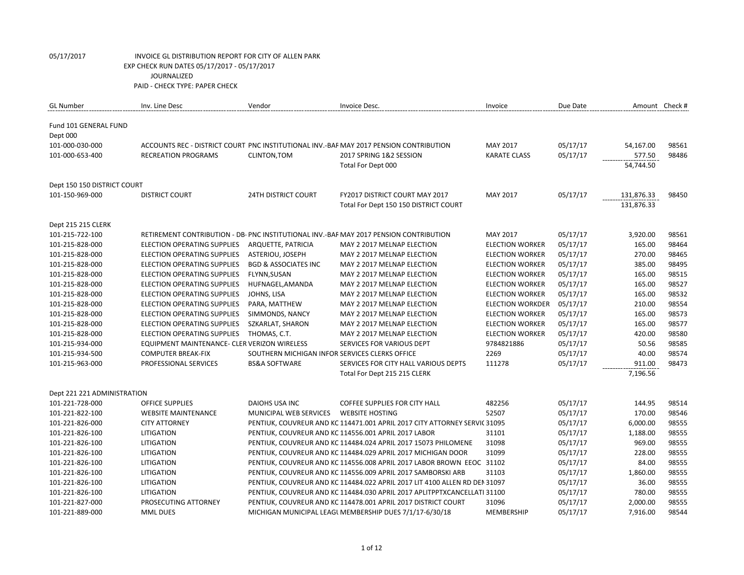05/17/2017 INVOICE GL DISTRIBUTION REPORT FOR CITY OF ALLEN PARK
EXP CHECK RUN DATES 05/17/2017 - 05/17/2017
JOURNALIZED
PAID - CHECK TYPE: PAPER CHECK

| GL Number | Inv. Line Desc | Vendor | Invoice Desc. | Invoice | Due Date | Amount | Check # |
|---|---|---|---|---|---|---|---|
| Fund 101 GENERAL FUND | | | | | | | |
| Dept 000 | | | | | | | |
| 101-000-030-000 | ACCOUNTS REC - DISTRICT COURT | PNC INSTITUTIONAL INV.-BAF | MAY 2017 PENSION CONTRIBUTION | MAY 2017 | 05/17/17 | 54,167.00 | 98561 |
| 101-000-653-400 | RECREATION PROGRAMS | CLINTON,TOM | 2017 SPRING 1&2 SESSION | KARATE CLASS | 05/17/17 | 577.50 | 98486 |
| | | | Total For Dept 000 | | | 54,744.50 | |
| Dept 150 150 DISTRICT COURT | | | | | | | |
| 101-150-969-000 | DISTRICT COURT | 24TH DISTRICT COURT | FY2017 DISTRICT COURT MAY 2017 | MAY 2017 | 05/17/17 | 131,876.33 | 98450 |
| | | | Total For Dept 150 150 DISTRICT COURT | | | 131,876.33 | |
| Dept 215 215 CLERK | | | | | | | |
| 101-215-722-100 | RETIREMENT CONTRIBUTION - DB- | PNC INSTITUTIONAL INV.-BAF | MAY 2017 PENSION CONTRIBUTION | MAY 2017 | 05/17/17 | 3,920.00 | 98561 |
| 101-215-828-000 | ELECTION OPERATING SUPPLIES | ARQUETTE, PATRICIA | MAY 2 2017 MELNAP ELECTION | ELECTION WORKER | 05/17/17 | 165.00 | 98464 |
| 101-215-828-000 | ELECTION OPERATING SUPPLIES | ASTERIOU, JOSEPH | MAY 2 2017 MELNAP ELECTION | ELECTION WORKER | 05/17/17 | 270.00 | 98465 |
| 101-215-828-000 | ELECTION OPERATING SUPPLIES | BGD & ASSOCIATES INC | MAY 2 2017 MELNAP ELECTION | ELECTION WORKER | 05/17/17 | 385.00 | 98495 |
| 101-215-828-000 | ELECTION OPERATING SUPPLIES | FLYNN,SUSAN | MAY 2 2017 MELNAP ELECTION | ELECTION WORKER | 05/17/17 | 165.00 | 98515 |
| 101-215-828-000 | ELECTION OPERATING SUPPLIES | HUFNAGEL,AMANDA | MAY 2 2017 MELNAP ELECTION | ELECTION WORKER | 05/17/17 | 165.00 | 98527 |
| 101-215-828-000 | ELECTION OPERATING SUPPLIES | JOHNS, LISA | MAY 2 2017 MELNAP ELECTION | ELECTION WORKER | 05/17/17 | 165.00 | 98532 |
| 101-215-828-000 | ELECTION OPERATING SUPPLIES | PARA, MATTHEW | MAY 2 2017 MELNAP ELECTION | ELECTION WORKDER | 05/17/17 | 210.00 | 98554 |
| 101-215-828-000 | ELECTION OPERATING SUPPLIES | SIMMONDS, NANCY | MAY 2 2017 MELNAP ELECTION | ELECTION WORKER | 05/17/17 | 165.00 | 98573 |
| 101-215-828-000 | ELECTION OPERATING SUPPLIES | SZKARLAT, SHARON | MAY 2 2017 MELNAP ELECTION | ELECTION WORKER | 05/17/17 | 165.00 | 98577 |
| 101-215-828-000 | ELECTION OPERATING SUPPLIES | THOMAS, C.T. | MAY 2 2017 MELNAP ELECTION | ELECTION WORKER | 05/17/17 | 420.00 | 98580 |
| 101-215-934-000 | EQUIPMENT MAINTENANCE- CLER | VERIZON WIRELESS | SERVICES FOR VARIOUS DEPT | 9784821886 | 05/17/17 | 50.56 | 98585 |
| 101-215-934-500 | COMPUTER BREAK-FIX | SOUTHERN MICHIGAN INFOR | SERVICES CLERKS OFFICE | 2269 | 05/17/17 | 40.00 | 98574 |
| 101-215-963-000 | PROFESSIONAL SERVICES | BS&A SOFTWARE | SERVICES FOR CITY HALL VARIOUS DEPTS | 111278 | 05/17/17 | 911.00 | 98473 |
| | | | Total For Dept 215 215 CLERK | | | 7,196.56 | |
| Dept 221 221 ADMINISTRATION | | | | | | | |
| 101-221-728-000 | OFFICE SUPPLIES | DAIOHS USA INC | COFFEE SUPPLIES FOR CITY HALL | 482256 | 05/17/17 | 144.95 | 98514 |
| 101-221-822-100 | WEBSITE MAINTENANCE | MUNICIPAL WEB SERVICES | WEBSITE HOSTING | 52507 | 05/17/17 | 170.00 | 98546 |
| 101-221-826-000 | CITY ATTORNEY | PENTIUK, COUVREUR AND KC | 114471.001 APRIL 2017 CITY ATTORNEY SERVIC | 31095 | 05/17/17 | 6,000.00 | 98555 |
| 101-221-826-100 | LITIGATION | PENTIUK, COUVREUR AND KC | 114556.001 APRIL 2017 LABOR | 31101 | 05/17/17 | 1,188.00 | 98555 |
| 101-221-826-100 | LITIGATION | PENTIUK, COUVREUR AND KC | 114484.024 APRIL 2017 15073 PHILOMENE | 31098 | 05/17/17 | 969.00 | 98555 |
| 101-221-826-100 | LITIGATION | PENTIUK, COUVREUR AND KC | 114484.029 APRIL 2017 MICHIGAN DOOR | 31099 | 05/17/17 | 228.00 | 98555 |
| 101-221-826-100 | LITIGATION | PENTIUK, COUVREUR AND KC | 114556.008 APRIL 2017 LABOR BROWN EEOC | 31102 | 05/17/17 | 84.00 | 98555 |
| 101-221-826-100 | LITIGATION | PENTIUK, COUVREUR AND KC | 114556.009 APRIL 2017 SAMBORSKI ARB | 31103 | 05/17/17 | 1,860.00 | 98555 |
| 101-221-826-100 | LITIGATION | PENTIUK, COUVREUR AND KC | 114484.022 APRIL 2017 LIT 4100 ALLEN RD DEN | 31097 | 05/17/17 | 36.00 | 98555 |
| 101-221-826-100 | LITIGATION | PENTIUK, COUVREUR AND KC | 114484.030 APRIL 2017 APLITPPTXCANCELLATI | 31100 | 05/17/17 | 780.00 | 98555 |
| 101-221-827-000 | PROSECUTING ATTORNEY | PENTIUK, COUVREUR AND KC | 114478.001 APRIL 2017 DISTRICT COURT | 31096 | 05/17/17 | 2,000.00 | 98555 |
| 101-221-889-000 | MML DUES | MICHIGAN MUNICIPAL LEAGU | MEMBERSHIP DUES 7/1/17-6/30/18 | MEMBERSHIP | 05/17/17 | 7,916.00 | 98544 |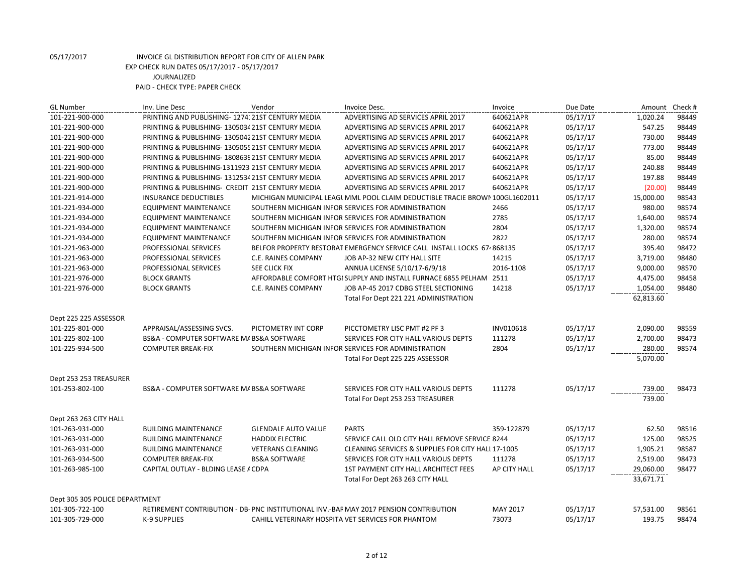05/17/2017 INVOICE GL DISTRIBUTION REPORT FOR CITY OF ALLEN PARK

EXP CHECK RUN DATES 05/17/2017 - 05/17/2017

JOURNALIZED

PAID - CHECK TYPE: PAPER CHECK

| GL Number | Inv. Line Desc | Vendor | Invoice Desc. | Invoice | Due Date | Amount | Check # |
|---|---|---|---|---|---|---|---|
| 101-221-900-000 | PRINTING AND PUBLISHING- 1274: 21ST CENTURY MEDIA | | ADVERTISING AD SERVICES APRIL 2017 | 640621APR | 05/17/17 | 1,020.24 | 98449 |
| 101-221-900-000 | PRINTING & PUBLISHING- 1305034 21ST CENTURY MEDIA | | ADVERTISING AD SERVICES APRIL 2017 | 640621APR | 05/17/17 | 547.25 | 98449 |
| 101-221-900-000 | PRINTING & PUBLISHING- 1305042 21ST CENTURY MEDIA | | ADVERTISING AD SERVICES APRIL 2017 | 640621APR | 05/17/17 | 730.00 | 98449 |
| 101-221-900-000 | PRINTING & PUBLISHING- 1305055 21ST CENTURY MEDIA | | ADVERTISING AD SERVICES APRIL 2017 | 640621APR | 05/17/17 | 773.00 | 98449 |
| 101-221-900-000 | PRINTING & PUBLISHING- 1808639 21ST CENTURY MEDIA | | ADVERTISING AD SERVICES APRIL 2017 | 640621APR | 05/17/17 | 85.00 | 98449 |
| 101-221-900-000 | PRINTING & PUBLISHING-1311923 21ST CENTURY MEDIA | | ADVERTISING AD SERVICES APRIL 2017 | 640621APR | 05/17/17 | 240.88 | 98449 |
| 101-221-900-000 | PRINTING & PUBLISHING- 1312534 21ST CENTURY MEDIA | | ADVERTISING AD SERVICES APRIL 2017 | 640621APR | 05/17/17 | 197.88 | 98449 |
| 101-221-900-000 | PRINTING & PUBLISHING- CREDIT 21ST CENTURY MEDIA | | ADVERTISING AD SERVICES APRIL 2017 | 640621APR | 05/17/17 | (20.00) | 98449 |
| 101-221-914-000 | INSURANCE DEDUCTIBLES | MICHIGAN MUNICIPAL LEAGU | MML POOL CLAIM DEDUCTIBLE TRACIE BROWN | 100GL1602011 | 05/17/17 | 15,000.00 | 98543 |
| 101-221-934-000 | EQUIPMENT MAINTENANCE | SOUTHERN MICHIGAN INFOR | SERVICES FOR ADMINISTRATION | 2466 | 05/17/17 | 980.00 | 98574 |
| 101-221-934-000 | EQUIPMENT MAINTENANCE | SOUTHERN MICHIGAN INFOR | SERVICES FOR ADMINISTRATION | 2785 | 05/17/17 | 1,640.00 | 98574 |
| 101-221-934-000 | EQUIPMENT MAINTENANCE | SOUTHERN MICHIGAN INFOR | SERVICES FOR ADMINISTRATION | 2804 | 05/17/17 | 1,320.00 | 98574 |
| 101-221-934-000 | EQUIPMENT MAINTENANCE | SOUTHERN MICHIGAN INFOR | SERVICES FOR ADMINISTRATION | 2822 | 05/17/17 | 280.00 | 98574 |
| 101-221-963-000 | PROFESSIONAL SERVICES | BELFOR PROPERTY RESTORAT | EMERGENCY SERVICE CALL INSTALL LOCKS 67 | 868135 | 05/17/17 | 395.40 | 98472 |
| 101-221-963-000 | PROFESSIONAL SERVICES | C.E. RAINES COMPANY | JOB AP-32 NEW CITY HALL SITE | 14215 | 05/17/17 | 3,719.00 | 98480 |
| 101-221-963-000 | PROFESSIONAL SERVICES | SEE CLICK FIX | ANNUA LICENSE 5/10/17-6/9/18 | 2016-1108 | 05/17/17 | 9,000.00 | 98570 |
| 101-221-976-000 | BLOCK GRANTS | AFFORDABLE COMFORT HTG | SUPPLY AND INSTALL FURNACE 6855 PELHAM | 2511 | 05/17/17 | 4,475.00 | 98458 |
| 101-221-976-000 | BLOCK GRANTS | C.E. RAINES COMPANY | JOB AP-45 2017 CDBG STEEL SECTIONING | 14218 | 05/17/17 | 1,054.00 | 98480 |
| | | | Total For Dept 221 221 ADMINISTRATION | | | 62,813.60 | |
| Dept 225 225 ASSESSOR | | | | | | | |
| 101-225-801-000 | APPRAISAL/ASSESSING SVCS. | PICTOMETRY INT CORP | PICCTOMETRY LISC PMT #2 PF 3 | INV010618 | 05/17/17 | 2,090.00 | 98559 |
| 101-225-802-100 | BS&A - COMPUTER SOFTWARE MA | BS&A SOFTWARE | SERVICES FOR CITY HALL VARIOUS DEPTS | 111278 | 05/17/17 | 2,700.00 | 98473 |
| 101-225-934-500 | COMPUTER BREAK-FIX | SOUTHERN MICHIGAN INFOR | SERVICES FOR ADMINISTRATION | 2804 | 05/17/17 | 280.00 | 98574 |
| | | | Total For Dept 225 225 ASSESSOR | | | 5,070.00 | |
| Dept 253 253 TREASURER | | | | | | | |
| 101-253-802-100 | BS&A - COMPUTER SOFTWARE MA | BS&A SOFTWARE | SERVICES FOR CITY HALL VARIOUS DEPTS | 111278 | 05/17/17 | 739.00 | 98473 |
| | | | Total For Dept 253 253 TREASURER | | | 739.00 | |
| Dept 263 263 CITY HALL | | | | | | | |
| 101-263-931-000 | BUILDING MAINTENANCE | GLENDALE AUTO VALUE | PARTS | 359-122879 | 05/17/17 | 62.50 | 98516 |
| 101-263-931-000 | BUILDING MAINTENANCE | HADDIX ELECTRIC | SERVICE CALL OLD CITY HALL REMOVE SERVICE | 8244 | 05/17/17 | 125.00 | 98525 |
| 101-263-931-000 | BUILDING MAINTENANCE | VETERANS CLEANING | CLEANING SERVICES & SUPPLIES FOR CITY HALL | 17-1005 | 05/17/17 | 1,905.21 | 98587 |
| 101-263-934-500 | COMPUTER BREAK-FIX | BS&A SOFTWARE | SERVICES FOR CITY HALL VARIOUS DEPTS | 111278 | 05/17/17 | 2,519.00 | 98473 |
| 101-263-985-100 | CAPITAL OUTLAY - BLDING LEASE / | CDPA | 1ST PAYMENT CITY HALL ARCHITECT FEES | AP CITY HALL | 05/17/17 | 29,060.00 | 98477 |
| | | | Total For Dept 263 263 CITY HALL | | | 33,671.71 | |
| Dept 305 305 POLICE DEPARTMENT | | | | | | | |
| 101-305-722-100 | RETIREMENT CONTRIBUTION - DB- | PNC INSTITUTIONAL INV.-BAF | MAY 2017 PENSION CONTRIBUTION | MAY 2017 | 05/17/17 | 57,531.00 | 98561 |
| 101-305-729-000 | K-9 SUPPLIES | CAHILL VETERINARY HOSPITA | VET SERVICES FOR PHANTOM | 73073 | 05/17/17 | 193.75 | 98474 |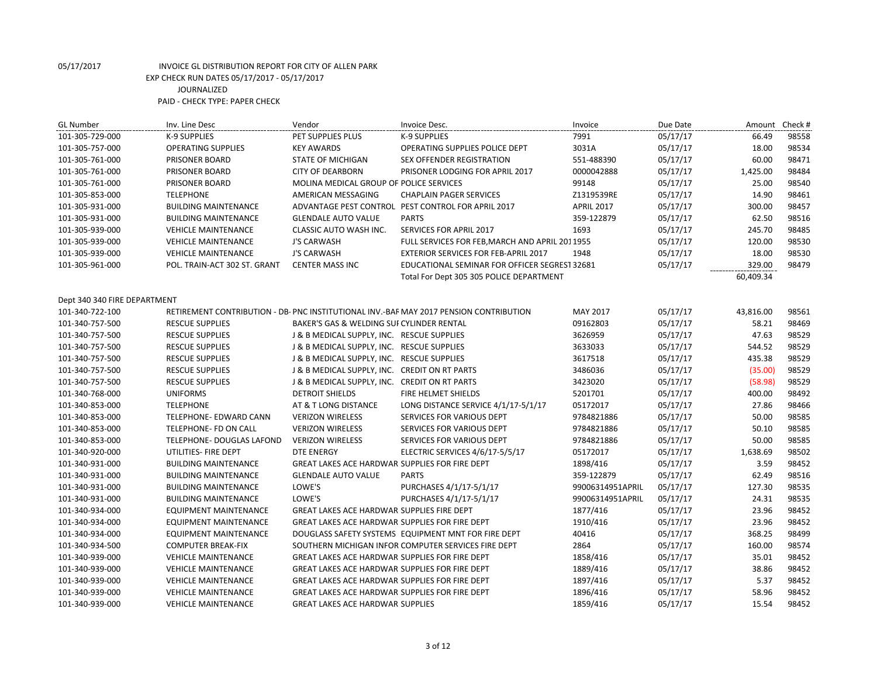05/17/2017 INVOICE GL DISTRIBUTION REPORT FOR CITY OF ALLEN PARK

EXP CHECK RUN DATES 05/17/2017 - 05/17/2017

JOURNALIZED

PAID - CHECK TYPE: PAPER CHECK

| GL Number | Inv. Line Desc | Vendor | Invoice Desc. | Invoice | Due Date | Amount | Check # |
|---|---|---|---|---|---|---|---|
| 101-305-729-000 | K-9 SUPPLIES | PET SUPPLIES PLUS | K-9 SUPPLIES | 7991 | 05/17/17 | 66.49 | 98558 |
| 101-305-757-000 | OPERATING SUPPLIES | KEY AWARDS | OPERATING SUPPLIES POLICE DEPT | 3031A | 05/17/17 | 18.00 | 98534 |
| 101-305-761-000 | PRISONER BOARD | STATE OF MICHIGAN | SEX OFFENDER REGISTRATION | 551-488390 | 05/17/17 | 60.00 | 98471 |
| 101-305-761-000 | PRISONER BOARD | CITY OF DEARBORN | PRISONER LODGING FOR APRIL 2017 | 0000042888 | 05/17/17 | 1,425.00 | 98484 |
| 101-305-761-000 | PRISONER BOARD | MOLINA MEDICAL GROUP OF POLICE SERVICES | | 99148 | 05/17/17 | 25.00 | 98540 |
| 101-305-853-000 | TELEPHONE | AMERICAN MESSAGING | CHAPLAIN PAGER SERVICES | Z1319539RE | 05/17/17 | 14.90 | 98461 |
| 101-305-931-000 | BUILDING MAINTENANCE | ADVANTAGE PEST CONTROL | PEST CONTROL FOR APRIL 2017 | APRIL 2017 | 05/17/17 | 300.00 | 98457 |
| 101-305-931-000 | BUILDING MAINTENANCE | GLENDALE AUTO VALUE | PARTS | 359-122879 | 05/17/17 | 62.50 | 98516 |
| 101-305-939-000 | VEHICLE MAINTENANCE | CLASSIC AUTO WASH INC. | SERVICES FOR APRIL 2017 | 1693 | 05/17/17 | 245.70 | 98485 |
| 101-305-939-000 | VEHICLE MAINTENANCE | J'S CARWASH | FULL SERVICES FOR FEB,MARCH AND APRIL 201 | 1955 | 05/17/17 | 120.00 | 98530 |
| 101-305-939-000 | VEHICLE MAINTENANCE | J'S CARWASH | EXTERIOR SERVICES FOR FEB-APRIL 2017 | 1948 | 05/17/17 | 18.00 | 98530 |
| 101-305-961-000 | POL. TRAIN-ACT 302 ST. GRANT | CENTER MASS INC | EDUCATIONAL SEMINAR FOR OFFICER SEGREST | 32681 | 05/17/17 | 329.00 | 98479 |
| | | | Total For Dept 305 305 POLICE DEPARTMENT | | | 60,409.34 | |
| Dept 340 340 FIRE DEPARTMENT | | | | | | | |
| 101-340-722-100 | RETIREMENT CONTRIBUTION - DB- | PNC INSTITUTIONAL INV.-BAF | MAY 2017 PENSION CONTRIBUTION | MAY 2017 | 05/17/17 | 43,816.00 | 98561 |
| 101-340-757-500 | RESCUE SUPPLIES | BAKER'S GAS & WELDING SUI | CYLINDER RENTAL | 09162803 | 05/17/17 | 58.21 | 98469 |
| 101-340-757-500 | RESCUE SUPPLIES | J & B MEDICAL SUPPLY, INC. | RESCUE SUPPLIES | 3626959 | 05/17/17 | 47.63 | 98529 |
| 101-340-757-500 | RESCUE SUPPLIES | J & B MEDICAL SUPPLY, INC. | RESCUE SUPPLIES | 3633033 | 05/17/17 | 544.52 | 98529 |
| 101-340-757-500 | RESCUE SUPPLIES | J & B MEDICAL SUPPLY, INC. | RESCUE SUPPLIES | 3617518 | 05/17/17 | 435.38 | 98529 |
| 101-340-757-500 | RESCUE SUPPLIES | J & B MEDICAL SUPPLY, INC. | CREDIT ON RT PARTS | 3486036 | 05/17/17 | (35.00) | 98529 |
| 101-340-757-500 | RESCUE SUPPLIES | J & B MEDICAL SUPPLY, INC. | CREDIT ON RT PARTS | 3423020 | 05/17/17 | (58.98) | 98529 |
| 101-340-768-000 | UNIFORMS | DETROIT SHIELDS | FIRE HELMET SHIELDS | 5201701 | 05/17/17 | 400.00 | 98492 |
| 101-340-853-000 | TELEPHONE | AT & T LONG DISTANCE | LONG DISTANCE SERVICE 4/1/17-5/1/17 | 05172017 | 05/17/17 | 27.86 | 98466 |
| 101-340-853-000 | TELEPHONE- EDWARD CANN | VERIZON WIRELESS | SERVICES FOR VARIOUS DEPT | 9784821886 | 05/17/17 | 50.00 | 98585 |
| 101-340-853-000 | TELEPHONE- FD ON CALL | VERIZON WIRELESS | SERVICES FOR VARIOUS DEPT | 9784821886 | 05/17/17 | 50.10 | 98585 |
| 101-340-853-000 | TELEPHONE- DOUGLAS LAFOND | VERIZON WIRELESS | SERVICES FOR VARIOUS DEPT | 9784821886 | 05/17/17 | 50.00 | 98585 |
| 101-340-920-000 | UTILITIES- FIRE DEPT | DTE ENERGY | ELECTRIC SERVICES 4/6/17-5/5/17 | 05172017 | 05/17/17 | 1,638.69 | 98502 |
| 101-340-931-000 | BUILDING MAINTENANCE | GREAT LAKES ACE HARDWAR | SUPPLIES FOR FIRE DEPT | 1898/416 | 05/17/17 | 3.59 | 98452 |
| 101-340-931-000 | BUILDING MAINTENANCE | GLENDALE AUTO VALUE | PARTS | 359-122879 | 05/17/17 | 62.49 | 98516 |
| 101-340-931-000 | BUILDING MAINTENANCE | LOWE'S | PURCHASES 4/1/17-5/1/17 | 99006314951APRIL | 05/17/17 | 127.30 | 98535 |
| 101-340-931-000 | BUILDING MAINTENANCE | LOWE'S | PURCHASES 4/1/17-5/1/17 | 99006314951APRIL | 05/17/17 | 24.31 | 98535 |
| 101-340-934-000 | EQUIPMENT MAINTENANCE | GREAT LAKES ACE HARDWAR | SUPPLIES FIRE DEPT | 1877/416 | 05/17/17 | 23.96 | 98452 |
| 101-340-934-000 | EQUIPMENT MAINTENANCE | GREAT LAKES ACE HARDWAR | SUPPLIES FOR FIRE DEPT | 1910/416 | 05/17/17 | 23.96 | 98452 |
| 101-340-934-000 | EQUIPMENT MAINTENANCE | DOUGLASS SAFETY SYSTEMS | EQUIPMENT MNT FOR FIRE DEPT | 40416 | 05/17/17 | 368.25 | 98499 |
| 101-340-934-500 | COMPUTER BREAK-FIX | SOUTHERN MICHIGAN INFOR | COMPUTER SERVICES FIRE DEPT | 2864 | 05/17/17 | 160.00 | 98574 |
| 101-340-939-000 | VEHICLE MAINTENANCE | GREAT LAKES ACE HARDWAR | SUPPLIES FOR FIRE DEPT | 1858/416 | 05/17/17 | 35.01 | 98452 |
| 101-340-939-000 | VEHICLE MAINTENANCE | GREAT LAKES ACE HARDWAR | SUPPLIES FOR FIRE DEPT | 1889/416 | 05/17/17 | 38.86 | 98452 |
| 101-340-939-000 | VEHICLE MAINTENANCE | GREAT LAKES ACE HARDWAR | SUPPLIES FOR FIRE DEPT | 1897/416 | 05/17/17 | 5.37 | 98452 |
| 101-340-939-000 | VEHICLE MAINTENANCE | GREAT LAKES ACE HARDWAR | SUPPLIES FOR FIRE DEPT | 1896/416 | 05/17/17 | 58.96 | 98452 |
| 101-340-939-000 | VEHICLE MAINTENANCE | GREAT LAKES ACE HARDWAR | SUPPLIES | 1859/416 | 05/17/17 | 15.54 | 98452 |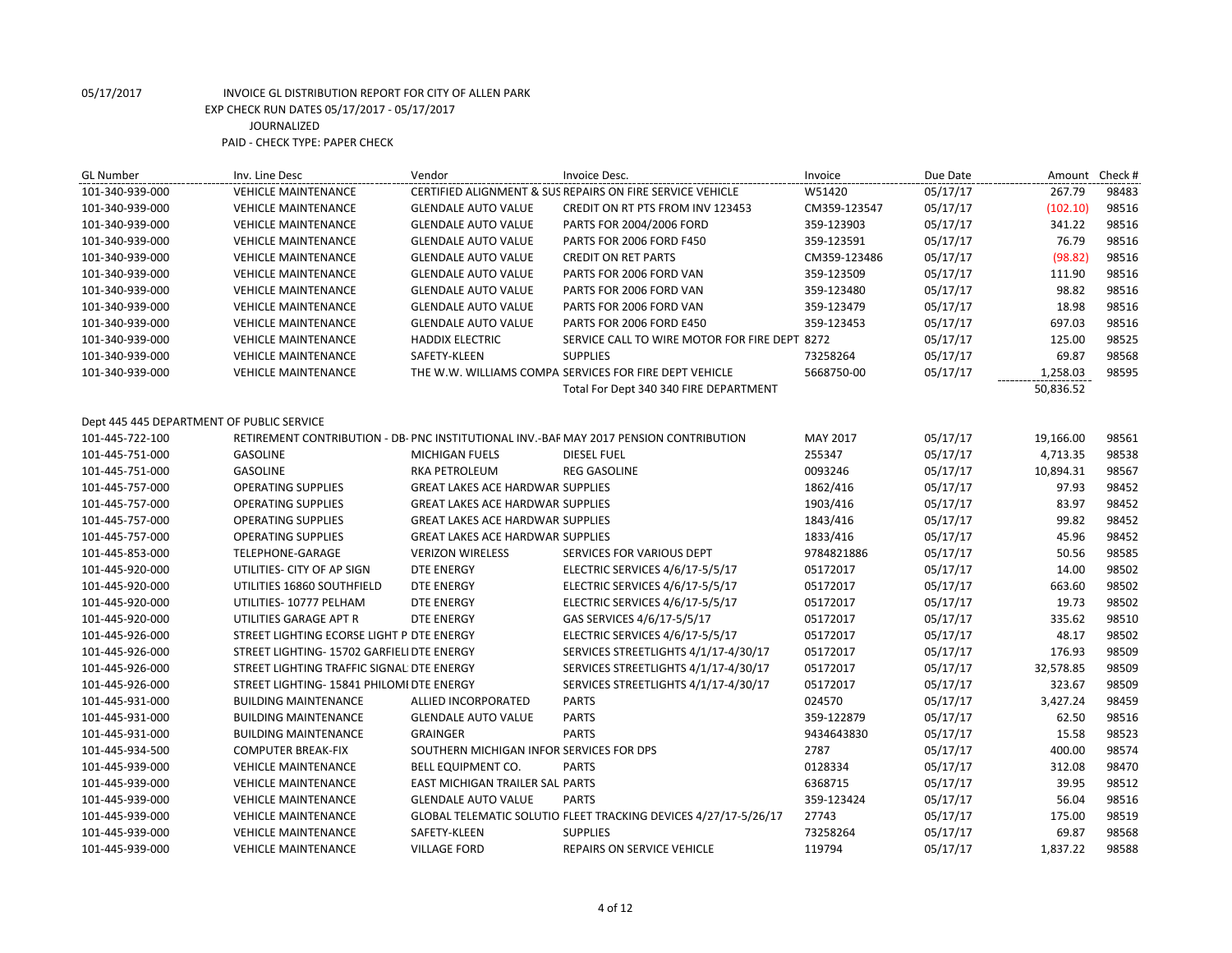05/17/2017 INVOICE GL DISTRIBUTION REPORT FOR CITY OF ALLEN PARK

EXP CHECK RUN DATES 05/17/2017 - 05/17/2017

JOURNALIZED

PAID - CHECK TYPE: PAPER CHECK

| GL Number | Inv. Line Desc | Vendor | Invoice Desc. | Invoice | Due Date | Amount | Check # |
|---|---|---|---|---|---|---|---|
| 101-340-939-000 | VEHICLE MAINTENANCE | CERTIFIED ALIGNMENT & SUS | REPAIRS ON FIRE SERVICE VEHICLE | W51420 | 05/17/17 | 267.79 | 98483 |
| 101-340-939-000 | VEHICLE MAINTENANCE | GLENDALE AUTO VALUE | CREDIT ON RT PTS FROM INV 123453 | CM359-123547 | 05/17/17 | (102.10) | 98516 |
| 101-340-939-000 | VEHICLE MAINTENANCE | GLENDALE AUTO VALUE | PARTS FOR 2004/2006 FORD | 359-123903 | 05/17/17 | 341.22 | 98516 |
| 101-340-939-000 | VEHICLE MAINTENANCE | GLENDALE AUTO VALUE | PARTS FOR 2006 FORD F450 | 359-123591 | 05/17/17 | 76.79 | 98516 |
| 101-340-939-000 | VEHICLE MAINTENANCE | GLENDALE AUTO VALUE | CREDIT ON RET PARTS | CM359-123486 | 05/17/17 | (98.82) | 98516 |
| 101-340-939-000 | VEHICLE MAINTENANCE | GLENDALE AUTO VALUE | PARTS FOR 2006 FORD VAN | 359-123509 | 05/17/17 | 111.90 | 98516 |
| 101-340-939-000 | VEHICLE MAINTENANCE | GLENDALE AUTO VALUE | PARTS FOR 2006 FORD VAN | 359-123480 | 05/17/17 | 98.82 | 98516 |
| 101-340-939-000 | VEHICLE MAINTENANCE | GLENDALE AUTO VALUE | PARTS FOR 2006 FORD VAN | 359-123479 | 05/17/17 | 18.98 | 98516 |
| 101-340-939-000 | VEHICLE MAINTENANCE | GLENDALE AUTO VALUE | PARTS FOR 2006 FORD E450 | 359-123453 | 05/17/17 | 697.03 | 98516 |
| 101-340-939-000 | VEHICLE MAINTENANCE | HADDIX ELECTRIC | SERVICE CALL TO WIRE MOTOR FOR FIRE DEPT | 8272 | 05/17/17 | 125.00 | 98525 |
| 101-340-939-000 | VEHICLE MAINTENANCE | SAFETY-KLEEN | SUPPLIES | 73258264 | 05/17/17 | 69.87 | 98568 |
| 101-340-939-000 | VEHICLE MAINTENANCE | THE W.W. WILLIAMS COMPA | SERVICES FOR FIRE DEPT VEHICLE | 5668750-00 | 05/17/17 | 1,258.03 | 98595 |
| | | | Total For Dept 340 340 FIRE DEPARTMENT | | | 50,836.52 | |
| Dept 445 445 DEPARTMENT OF PUBLIC SERVICE | | | | | | | |
| 101-445-722-100 | RETIREMENT CONTRIBUTION - DB- | PNC INSTITUTIONAL INV.-BAF | MAY 2017 PENSION CONTRIBUTION | MAY 2017 | 05/17/17 | 19,166.00 | 98561 |
| 101-445-751-000 | GASOLINE | MICHIGAN FUELS | DIESEL FUEL | 255347 | 05/17/17 | 4,713.35 | 98538 |
| 101-445-751-000 | GASOLINE | RKA PETROLEUM | REG GASOLINE | 0093246 | 05/17/17 | 10,894.31 | 98567 |
| 101-445-757-000 | OPERATING SUPPLIES | GREAT LAKES ACE HARDWAR | SUPPLIES | 1862/416 | 05/17/17 | 97.93 | 98452 |
| 101-445-757-000 | OPERATING SUPPLIES | GREAT LAKES ACE HARDWAR | SUPPLIES | 1903/416 | 05/17/17 | 83.97 | 98452 |
| 101-445-757-000 | OPERATING SUPPLIES | GREAT LAKES ACE HARDWAR | SUPPLIES | 1843/416 | 05/17/17 | 99.82 | 98452 |
| 101-445-757-000 | OPERATING SUPPLIES | GREAT LAKES ACE HARDWAR | SUPPLIES | 1833/416 | 05/17/17 | 45.96 | 98452 |
| 101-445-853-000 | TELEPHONE-GARAGE | VERIZON WIRELESS | SERVICES FOR VARIOUS DEPT | 9784821886 | 05/17/17 | 50.56 | 98585 |
| 101-445-920-000 | UTILITIES- CITY OF AP SIGN | DTE ENERGY | ELECTRIC SERVICES 4/6/17-5/5/17 | 05172017 | 05/17/17 | 14.00 | 98502 |
| 101-445-920-000 | UTILITIES 16860 SOUTHFIELD | DTE ENERGY | ELECTRIC SERVICES 4/6/17-5/5/17 | 05172017 | 05/17/17 | 663.60 | 98502 |
| 101-445-920-000 | UTILITIES- 10777 PELHAM | DTE ENERGY | ELECTRIC SERVICES 4/6/17-5/5/17 | 05172017 | 05/17/17 | 19.73 | 98502 |
| 101-445-920-000 | UTILITIES GARAGE APT R | DTE ENERGY | GAS SERVICES 4/6/17-5/5/17 | 05172017 | 05/17/17 | 335.62 | 98510 |
| 101-445-926-000 | STREET LIGHTING ECORSE LIGHT P | DTE ENERGY | ELECTRIC SERVICES 4/6/17-5/5/17 | 05172017 | 05/17/17 | 48.17 | 98502 |
| 101-445-926-000 | STREET LIGHTING- 15702 GARFIELI | DTE ENERGY | SERVICES STREETLIGHTS 4/1/17-4/30/17 | 05172017 | 05/17/17 | 176.93 | 98509 |
| 101-445-926-000 | STREET LIGHTING TRAFFIC SIGNAL | DTE ENERGY | SERVICES STREETLIGHTS 4/1/17-4/30/17 | 05172017 | 05/17/17 | 32,578.85 | 98509 |
| 101-445-926-000 | STREET LIGHTING- 15841 PHILOMI | DTE ENERGY | SERVICES STREETLIGHTS 4/1/17-4/30/17 | 05172017 | 05/17/17 | 323.67 | 98509 |
| 101-445-931-000 | BUILDING MAINTENANCE | ALLIED INCORPORATED | PARTS | 024570 | 05/17/17 | 3,427.24 | 98459 |
| 101-445-931-000 | BUILDING MAINTENANCE | GLENDALE AUTO VALUE | PARTS | 359-122879 | 05/17/17 | 62.50 | 98516 |
| 101-445-931-000 | BUILDING MAINTENANCE | GRAINGER | PARTS | 9434643830 | 05/17/17 | 15.58 | 98523 |
| 101-445-934-500 | COMPUTER BREAK-FIX | SOUTHERN MICHIGAN INFOR | SERVICES FOR DPS | 2787 | 05/17/17 | 400.00 | 98574 |
| 101-445-939-000 | VEHICLE MAINTENANCE | BELL EQUIPMENT CO. | PARTS | 0128334 | 05/17/17 | 312.08 | 98470 |
| 101-445-939-000 | VEHICLE MAINTENANCE | EAST MICHIGAN TRAILER SAL | PARTS | 6368715 | 05/17/17 | 39.95 | 98512 |
| 101-445-939-000 | VEHICLE MAINTENANCE | GLENDALE AUTO VALUE | PARTS | 359-123424 | 05/17/17 | 56.04 | 98516 |
| 101-445-939-000 | VEHICLE MAINTENANCE | GLOBAL TELEMATIC SOLUTIO | FLEET TRACKING DEVICES 4/27/17-5/26/17 | 27743 | 05/17/17 | 175.00 | 98519 |
| 101-445-939-000 | VEHICLE MAINTENANCE | SAFETY-KLEEN | SUPPLIES | 73258264 | 05/17/17 | 69.87 | 98568 |
| 101-445-939-000 | VEHICLE MAINTENANCE | VILLAGE FORD | REPAIRS ON SERVICE VEHICLE | 119794 | 05/17/17 | 1,837.22 | 98588 |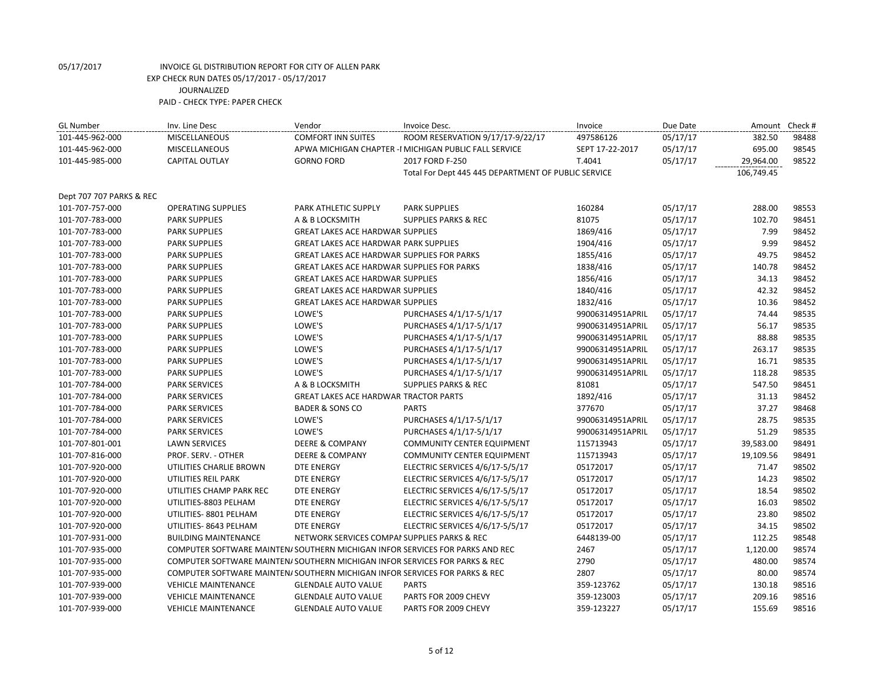05/17/2017 INVOICE GL DISTRIBUTION REPORT FOR CITY OF ALLEN PARK
EXP CHECK RUN DATES 05/17/2017 - 05/17/2017
JOURNALIZED
PAID - CHECK TYPE: PAPER CHECK

| GL Number | Inv. Line Desc | Vendor | Invoice Desc. | Invoice | Due Date | Amount | Check # |
|---|---|---|---|---|---|---|---|
| 101-445-962-000 | MISCELLANEOUS | COMFORT INN SUITES | ROOM RESERVATION 9/17/17-9/22/17 | 497586126 | 05/17/17 | 382.50 | 98488 |
| 101-445-962-000 | MISCELLANEOUS | APWA MICHIGAN CHAPTER -I | MICHIGAN PUBLIC FALL SERVICE | SEPT 17-22-2017 | 05/17/17 | 695.00 | 98545 |
| 101-445-985-000 | CAPITAL OUTLAY | GORNO FORD | 2017 FORD F-250 | T.4041 | 05/17/17 | 29,964.00 | 98522 |
| | | | Total For Dept 445 445 DEPARTMENT OF PUBLIC SERVICE | | | 106,749.45 | |
| Dept 707 707 PARKS & REC | | | | | | | |
| 101-707-757-000 | OPERATING SUPPLIES | PARK ATHLETIC SUPPLY | PARK SUPPLIES | 160284 | 05/17/17 | 288.00 | 98553 |
| 101-707-783-000 | PARK SUPPLIES | A & B LOCKSMITH | SUPPLIES PARKS & REC | 81075 | 05/17/17 | 102.70 | 98451 |
| 101-707-783-000 | PARK SUPPLIES | GREAT LAKES ACE HARDWAR | SUPPLIES | 1869/416 | 05/17/17 | 7.99 | 98452 |
| 101-707-783-000 | PARK SUPPLIES | GREAT LAKES ACE HARDWAR | PARK SUPPLIES | 1904/416 | 05/17/17 | 9.99 | 98452 |
| 101-707-783-000 | PARK SUPPLIES | GREAT LAKES ACE HARDWAR | SUPPLIES FOR PARKS | 1855/416 | 05/17/17 | 49.75 | 98452 |
| 101-707-783-000 | PARK SUPPLIES | GREAT LAKES ACE HARDWAR | SUPPLIES FOR PARKS | 1838/416 | 05/17/17 | 140.78 | 98452 |
| 101-707-783-000 | PARK SUPPLIES | GREAT LAKES ACE HARDWAR | SUPPLIES | 1856/416 | 05/17/17 | 34.13 | 98452 |
| 101-707-783-000 | PARK SUPPLIES | GREAT LAKES ACE HARDWAR | SUPPLIES | 1840/416 | 05/17/17 | 42.32 | 98452 |
| 101-707-783-000 | PARK SUPPLIES | GREAT LAKES ACE HARDWAR | SUPPLIES | 1832/416 | 05/17/17 | 10.36 | 98452 |
| 101-707-783-000 | PARK SUPPLIES | LOWE'S | PURCHASES 4/1/17-5/1/17 | 99006314951APRIL | 05/17/17 | 74.44 | 98535 |
| 101-707-783-000 | PARK SUPPLIES | LOWE'S | PURCHASES 4/1/17-5/1/17 | 99006314951APRIL | 05/17/17 | 56.17 | 98535 |
| 101-707-783-000 | PARK SUPPLIES | LOWE'S | PURCHASES 4/1/17-5/1/17 | 99006314951APRIL | 05/17/17 | 88.88 | 98535 |
| 101-707-783-000 | PARK SUPPLIES | LOWE'S | PURCHASES 4/1/17-5/1/17 | 99006314951APRIL | 05/17/17 | 263.17 | 98535 |
| 101-707-783-000 | PARK SUPPLIES | LOWE'S | PURCHASES 4/1/17-5/1/17 | 99006314951APRIL | 05/17/17 | 16.71 | 98535 |
| 101-707-783-000 | PARK SUPPLIES | LOWE'S | PURCHASES 4/1/17-5/1/17 | 99006314951APRIL | 05/17/17 | 118.28 | 98535 |
| 101-707-784-000 | PARK SERVICES | A & B LOCKSMITH | SUPPLIES PARKS & REC | 81081 | 05/17/17 | 547.50 | 98451 |
| 101-707-784-000 | PARK SERVICES | GREAT LAKES ACE HARDWAR | TRACTOR PARTS | 1892/416 | 05/17/17 | 31.13 | 98452 |
| 101-707-784-000 | PARK SERVICES | BADER & SONS CO | PARTS | 377670 | 05/17/17 | 37.27 | 98468 |
| 101-707-784-000 | PARK SERVICES | LOWE'S | PURCHASES 4/1/17-5/1/17 | 99006314951APRIL | 05/17/17 | 28.75 | 98535 |
| 101-707-784-000 | PARK SERVICES | LOWE'S | PURCHASES 4/1/17-5/1/17 | 99006314951APRIL | 05/17/17 | 51.29 | 98535 |
| 101-707-801-001 | LAWN SERVICES | DEERE & COMPANY | COMMUNITY CENTER EQUIPMENT | 115713943 | 05/17/17 | 39,583.00 | 98491 |
| 101-707-816-000 | PROF. SERV. - OTHER | DEERE & COMPANY | COMMUNITY CENTER EQUIPMENT | 115713943 | 05/17/17 | 19,109.56 | 98491 |
| 101-707-920-000 | UTILITIES CHARLIE BROWN | DTE ENERGY | ELECTRIC SERVICES 4/6/17-5/5/17 | 05172017 | 05/17/17 | 71.47 | 98502 |
| 101-707-920-000 | UTILITIES REIL PARK | DTE ENERGY | ELECTRIC SERVICES 4/6/17-5/5/17 | 05172017 | 05/17/17 | 14.23 | 98502 |
| 101-707-920-000 | UTILITIES CHAMP PARK REC | DTE ENERGY | ELECTRIC SERVICES 4/6/17-5/5/17 | 05172017 | 05/17/17 | 18.54 | 98502 |
| 101-707-920-000 | UTILITIES-8803 PELHAM | DTE ENERGY | ELECTRIC SERVICES 4/6/17-5/5/17 | 05172017 | 05/17/17 | 16.03 | 98502 |
| 101-707-920-000 | UTILITIES- 8801 PELHAM | DTE ENERGY | ELECTRIC SERVICES 4/6/17-5/5/17 | 05172017 | 05/17/17 | 23.80 | 98502 |
| 101-707-920-000 | UTILITIES- 8643 PELHAM | DTE ENERGY | ELECTRIC SERVICES 4/6/17-5/5/17 | 05172017 | 05/17/17 | 34.15 | 98502 |
| 101-707-931-000 | BUILDING MAINTENANCE | NETWORK SERVICES COMPAI | SUPPLIES PARKS & REC | 6448139-00 | 05/17/17 | 112.25 | 98548 |
| 101-707-935-000 | COMPUTER SOFTWARE MAINTEN/ | SOUTHERN MICHIGAN INFOR | SERVICES FOR PARKS AND REC | 2467 | 05/17/17 | 1,120.00 | 98574 |
| 101-707-935-000 | COMPUTER SOFTWARE MAINTEN/ | SOUTHERN MICHIGAN INFOR | SERVICES FOR PARKS & REC | 2790 | 05/17/17 | 480.00 | 98574 |
| 101-707-935-000 | COMPUTER SOFTWARE MAINTEN/ | SOUTHERN MICHIGAN INFOR | SERVICES FOR PARKS & REC | 2807 | 05/17/17 | 80.00 | 98574 |
| 101-707-939-000 | VEHICLE MAINTENANCE | GLENDALE AUTO VALUE | PARTS | 359-123762 | 05/17/17 | 130.18 | 98516 |
| 101-707-939-000 | VEHICLE MAINTENANCE | GLENDALE AUTO VALUE | PARTS FOR 2009 CHEVY | 359-123003 | 05/17/17 | 209.16 | 98516 |
| 101-707-939-000 | VEHICLE MAINTENANCE | GLENDALE AUTO VALUE | PARTS FOR 2009 CHEVY | 359-123227 | 05/17/17 | 155.69 | 98516 |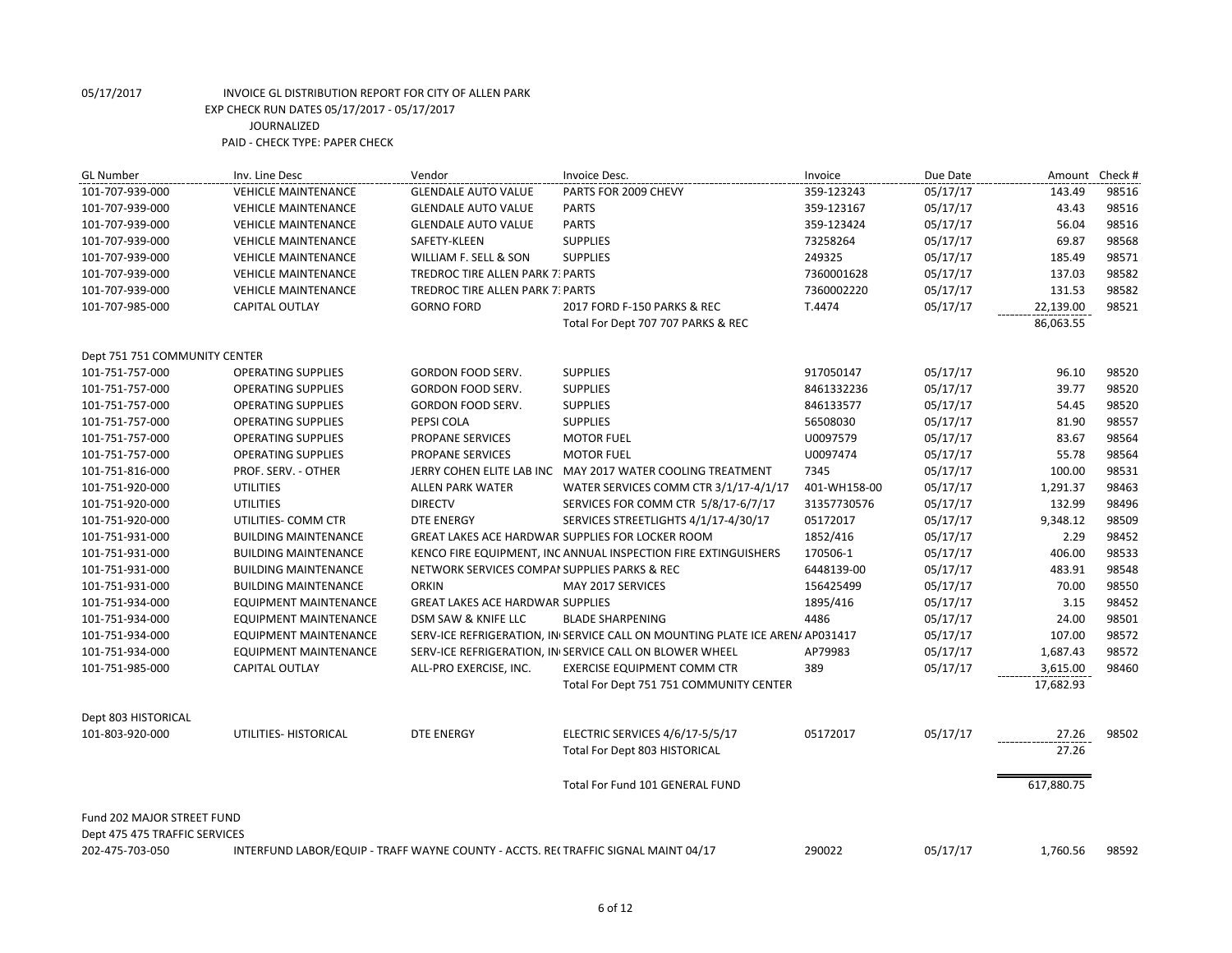05/17/2017 INVOICE GL DISTRIBUTION REPORT FOR CITY OF ALLEN PARK

EXP CHECK RUN DATES 05/17/2017 - 05/17/2017

JOURNALIZED

PAID - CHECK TYPE: PAPER CHECK

| GL Number | Inv. Line Desc | Vendor | Invoice Desc. | Invoice | Due Date | Amount | Check # |
|---|---|---|---|---|---|---|---|
| 101-707-939-000 | VEHICLE MAINTENANCE | GLENDALE AUTO VALUE | PARTS FOR 2009 CHEVY | 359-123243 | 05/17/17 | 143.49 | 98516 |
| 101-707-939-000 | VEHICLE MAINTENANCE | GLENDALE AUTO VALUE | PARTS | 359-123167 | 05/17/17 | 43.43 | 98516 |
| 101-707-939-000 | VEHICLE MAINTENANCE | GLENDALE AUTO VALUE | PARTS | 359-123424 | 05/17/17 | 56.04 | 98516 |
| 101-707-939-000 | VEHICLE MAINTENANCE | SAFETY-KLEEN | SUPPLIES | 73258264 | 05/17/17 | 69.87 | 98568 |
| 101-707-939-000 | VEHICLE MAINTENANCE | WILLIAM F. SELL & SON | SUPPLIES | 249325 | 05/17/17 | 185.49 | 98571 |
| 101-707-939-000 | VEHICLE MAINTENANCE | TREDROC TIRE ALLEN PARK 7. | PARTS | 7360001628 | 05/17/17 | 137.03 | 98582 |
| 101-707-939-000 | VEHICLE MAINTENANCE | TREDROC TIRE ALLEN PARK 7. | PARTS | 7360002220 | 05/17/17 | 131.53 | 98582 |
| 101-707-985-000 | CAPITAL OUTLAY | GORNO FORD | 2017 FORD F-150 PARKS & REC | T.4474 | 05/17/17 | 22,139.00 | 98521 |
| | | | Total For Dept 707 707 PARKS & REC | | | 86,063.55 | |
| Dept 751 751 COMMUNITY CENTER | | | | | | | |
| 101-751-757-000 | OPERATING SUPPLIES | GORDON FOOD SERV. | SUPPLIES | 917050147 | 05/17/17 | 96.10 | 98520 |
| 101-751-757-000 | OPERATING SUPPLIES | GORDON FOOD SERV. | SUPPLIES | 8461332236 | 05/17/17 | 39.77 | 98520 |
| 101-751-757-000 | OPERATING SUPPLIES | GORDON FOOD SERV. | SUPPLIES | 846133577 | 05/17/17 | 54.45 | 98520 |
| 101-751-757-000 | OPERATING SUPPLIES | PEPSI COLA | SUPPLIES | 56508030 | 05/17/17 | 81.90 | 98557 |
| 101-751-757-000 | OPERATING SUPPLIES | PROPANE SERVICES | MOTOR FUEL | U0097579 | 05/17/17 | 83.67 | 98564 |
| 101-751-757-000 | OPERATING SUPPLIES | PROPANE SERVICES | MOTOR FUEL | U0097474 | 05/17/17 | 55.78 | 98564 |
| 101-751-816-000 | PROF. SERV. - OTHER | JERRY COHEN ELITE LAB INC | MAY 2017 WATER COOLING TREATMENT | 7345 | 05/17/17 | 100.00 | 98531 |
| 101-751-920-000 | UTILITIES | ALLEN PARK WATER | WATER SERVICES COMM CTR 3/1/17-4/1/17 | 401-WH158-00 | 05/17/17 | 1,291.37 | 98463 |
| 101-751-920-000 | UTILITIES | DIRECTV | SERVICES FOR COMM CTR 5/8/17-6/7/17 | 31357730576 | 05/17/17 | 132.99 | 98496 |
| 101-751-920-000 | UTILITIES- COMM CTR | DTE ENERGY | SERVICES STREETLIGHTS 4/1/17-4/30/17 | 05172017 | 05/17/17 | 9,348.12 | 98509 |
| 101-751-931-000 | BUILDING MAINTENANCE | GREAT LAKES ACE HARDWAR | SUPPLIES FOR LOCKER ROOM | 1852/416 | 05/17/17 | 2.29 | 98452 |
| 101-751-931-000 | BUILDING MAINTENANCE | KENCO FIRE EQUIPMENT, INC | ANNUAL INSPECTION FIRE EXTINGUISHERS | 170506-1 | 05/17/17 | 406.00 | 98533 |
| 101-751-931-000 | BUILDING MAINTENANCE | NETWORK SERVICES COMPAI | SUPPLIES PARKS & REC | 6448139-00 | 05/17/17 | 483.91 | 98548 |
| 101-751-931-000 | BUILDING MAINTENANCE | ORKIN | MAY 2017 SERVICES | 156425499 | 05/17/17 | 70.00 | 98550 |
| 101-751-934-000 | EQUIPMENT MAINTENANCE | GREAT LAKES ACE HARDWAR | SUPPLIES | 1895/416 | 05/17/17 | 3.15 | 98452 |
| 101-751-934-000 | EQUIPMENT MAINTENANCE | DSM SAW & KNIFE LLC | BLADE SHARPENING | 4486 | 05/17/17 | 24.00 | 98501 |
| 101-751-934-000 | EQUIPMENT MAINTENANCE | SERV-ICE REFRIGERATION, IN | SERVICE CALL ON MOUNTING PLATE ICE AREN/ | AP031417 | 05/17/17 | 107.00 | 98572 |
| 101-751-934-000 | EQUIPMENT MAINTENANCE | SERV-ICE REFRIGERATION, IN | SERVICE CALL ON BLOWER WHEEL | AP79983 | 05/17/17 | 1,687.43 | 98572 |
| 101-751-985-000 | CAPITAL OUTLAY | ALL-PRO EXERCISE, INC. | EXERCISE EQUIPMENT COMM CTR | 389 | 05/17/17 | 3,615.00 | 98460 |
| | | | Total For Dept 751 751 COMMUNITY CENTER | | | 17,682.93 | |
| Dept 803 HISTORICAL | | | | | | | |
| 101-803-920-000 | UTILITIES- HISTORICAL | DTE ENERGY | ELECTRIC SERVICES 4/6/17-5/5/17 | 05172017 | 05/17/17 | 27.26 | 98502 |
| | | | Total For Dept 803 HISTORICAL | | | 27.26 | |
| | | | Total For Fund 101 GENERAL FUND | | | 617,880.75 | |
| Fund 202 MAJOR STREET FUND | | | | | | | |
| Dept 475 475 TRAFFIC SERVICES | | | | | | | |
| 202-475-703-050 | INTERFUND LABOR/EQUIP - TRAFF | WAYNE COUNTY - ACCTS. RE( | TRAFFIC SIGNAL MAINT 04/17 | 290022 | 05/17/17 | 1,760.56 | 98592 |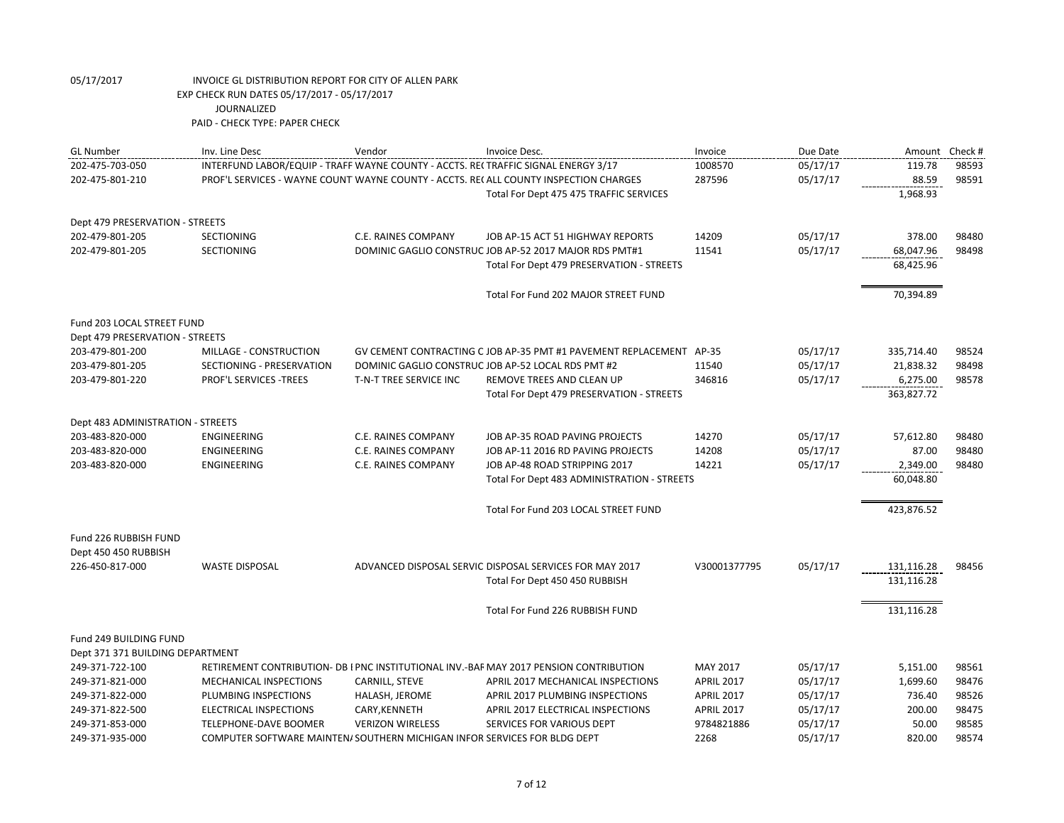05/17/2017 INVOICE GL DISTRIBUTION REPORT FOR CITY OF ALLEN PARK
EXP CHECK RUN DATES 05/17/2017 - 05/17/2017
JOURNALIZED
PAID - CHECK TYPE: PAPER CHECK

| GL Number | Inv. Line Desc | Vendor | Invoice Desc. | Invoice | Due Date | Amount | Check # |
|---|---|---|---|---|---|---|---|
| 202-475-703-050 | INTERFUND LABOR/EQUIP - TRAFF | WAYNE COUNTY - ACCTS. RE( | TRAFFIC SIGNAL ENERGY 3/17 | 1008570 | 05/17/17 | 119.78 | 98593 |
| 202-475-801-210 | PROF'L SERVICES - WAYNE COUNT | WAYNE COUNTY - ACCTS. RE( | ALL COUNTY INSPECTION CHARGES | 287596 | 05/17/17 | 88.59 | 98591 |
| | | | Total For Dept 475 475 TRAFFIC SERVICES | | | 1,968.93 | |
| Dept 479 PRESERVATION - STREETS | | | | | | | |
| 202-479-801-205 | SECTIONING | C.E. RAINES COMPANY | JOB AP-15 ACT 51 HIGHWAY REPORTS | 14209 | 05/17/17 | 378.00 | 98480 |
| 202-479-801-205 | SECTIONING | DOMINIC GAGLIO CONSTRUC | JOB AP-52 2017 MAJOR RDS PMT#1 | 11541 | 05/17/17 | 68,047.96 | 98498 |
| | | | Total For Dept 479 PRESERVATION - STREETS | | | 68,425.96 | |
| | | | Total For Fund 202 MAJOR STREET FUND | | | 70,394.89 | |
| Fund 203 LOCAL STREET FUND | | | | | | | |
| Dept 479 PRESERVATION - STREETS | | | | | | | |
| 203-479-801-200 | MILLAGE - CONSTRUCTION | GV CEMENT CONTRACTING C | JOB AP-35 PMT #1 PAVEMENT REPLACEMENT | AP-35 | 05/17/17 | 335,714.40 | 98524 |
| 203-479-801-205 | SECTIONING - PRESERVATION | DOMINIC GAGLIO CONSTRUC | JOB AP-52 LOCAL RDS PMT #2 | 11540 | 05/17/17 | 21,838.32 | 98498 |
| 203-479-801-220 | PROF'L SERVICES -TREES | T-N-T TREE SERVICE INC | REMOVE TREES AND CLEAN UP | 346816 | 05/17/17 | 6,275.00 | 98578 |
| | | | Total For Dept 479 PRESERVATION - STREETS | | | 363,827.72 | |
| Dept 483 ADMINISTRATION - STREETS | | | | | | | |
| 203-483-820-000 | ENGINEERING | C.E. RAINES COMPANY | JOB AP-35 ROAD PAVING PROJECTS | 14270 | 05/17/17 | 57,612.80 | 98480 |
| 203-483-820-000 | ENGINEERING | C.E. RAINES COMPANY | JOB AP-11 2016 RD PAVING PROJECTS | 14208 | 05/17/17 | 87.00 | 98480 |
| 203-483-820-000 | ENGINEERING | C.E. RAINES COMPANY | JOB AP-48 ROAD STRIPPING 2017 | 14221 | 05/17/17 | 2,349.00 | 98480 |
| | | | Total For Dept 483 ADMINISTRATION - STREETS | | | 60,048.80 | |
| | | | Total For Fund 203 LOCAL STREET FUND | | | 423,876.52 | |
| Fund 226 RUBBISH FUND | | | | | | | |
| Dept 450 450 RUBBISH | | | | | | | |
| 226-450-817-000 | WASTE DISPOSAL | ADVANCED DISPOSAL SERVIC | DISPOSAL SERVICES FOR MAY 2017 | V30001377795 | 05/17/17 | 131,116.28 | 98456 |
| | | | Total For Dept 450 450 RUBBISH | | | 131,116.28 | |
| | | | Total For Fund 226 RUBBISH FUND | | | 131,116.28 | |
| Fund 249 BUILDING FUND | | | | | | | |
| Dept 371 371 BUILDING DEPARTMENT | | | | | | | |
| 249-371-722-100 | RETIREMENT CONTRIBUTION- DB I | PNC INSTITUTIONAL INV.-BAF | MAY 2017 PENSION CONTRIBUTION | MAY 2017 | 05/17/17 | 5,151.00 | 98561 |
| 249-371-821-000 | MECHANICAL INSPECTIONS | CARNILL, STEVE | APRIL 2017 MECHANICAL INSPECTIONS | APRIL 2017 | 05/17/17 | 1,699.60 | 98476 |
| 249-371-822-000 | PLUMBING INSPECTIONS | HALASH, JEROME | APRIL 2017 PLUMBING INSPECTIONS | APRIL 2017 | 05/17/17 | 736.40 | 98526 |
| 249-371-822-500 | ELECTRICAL INSPECTIONS | CARY,KENNETH | APRIL 2017 ELECTRICAL INSPECTIONS | APRIL 2017 | 05/17/17 | 200.00 | 98475 |
| 249-371-853-000 | TELEPHONE-DAVE BOOMER | VERIZON WIRELESS | SERVICES FOR VARIOUS DEPT | 9784821886 | 05/17/17 | 50.00 | 98585 |
| 249-371-935-000 | COMPUTER SOFTWARE MAINTEN/ | SOUTHERN MICHIGAN INFOR | SERVICES FOR BLDG DEPT | 2268 | 05/17/17 | 820.00 | 98574 |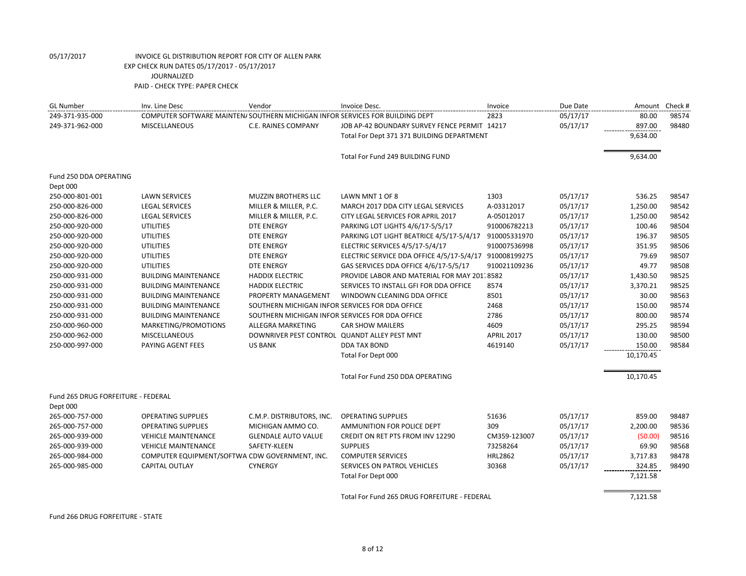05/17/2017 INVOICE GL DISTRIBUTION REPORT FOR CITY OF ALLEN PARK
EXP CHECK RUN DATES 05/17/2017 - 05/17/2017
JOURNALIZED
PAID - CHECK TYPE: PAPER CHECK

| GL Number | Inv. Line Desc | Vendor | Invoice Desc. | Invoice | Due Date | Amount | Check # |
|---|---|---|---|---|---|---|---|
| 249-371-935-000 | COMPUTER SOFTWARE MAINTEN/ | SOUTHERN MICHIGAN INFOR | SERVICES FOR BUILDING DEPT | 2823 | 05/17/17 | 80.00 | 98574 |
| 249-371-962-000 | MISCELLANEOUS | C.E. RAINES COMPANY | JOB AP-42 BOUNDARY SURVEY FENCE PERMIT | 14217 | 05/17/17 | 897.00 | 98480 |
| | | | Total For Dept 371 371 BUILDING DEPARTMENT | | | 9,634.00 | |
| | | | Total For Fund 249 BUILDING FUND | | | 9,634.00 | |
| Fund 250 DDA OPERATING | | | | | | | |
| Dept 000 | | | | | | | |
| 250-000-801-001 | LAWN SERVICES | MUZZIN BROTHERS LLC | LAWN MNT 1 OF 8 | 1303 | 05/17/17 | 536.25 | 98547 |
| 250-000-826-000 | LEGAL SERVICES | MILLER & MILLER, P.C. | MARCH 2017 DDA CITY LEGAL SERVICES | A-03312017 | 05/17/17 | 1,250.00 | 98542 |
| 250-000-826-000 | LEGAL SERVICES | MILLER & MILLER, P.C. | CITY LEGAL SERVICES FOR APRIL 2017 | A-05012017 | 05/17/17 | 1,250.00 | 98542 |
| 250-000-920-000 | UTILITIES | DTE ENERGY | PARKING LOT LIGHTS 4/6/17-5/5/17 | 910006782213 | 05/17/17 | 100.46 | 98504 |
| 250-000-920-000 | UTILITIES | DTE ENERGY | PARKING LOT LIGHT BEATRICE 4/5/17-5/4/17 | 910005331970 | 05/17/17 | 196.37 | 98505 |
| 250-000-920-000 | UTILITIES | DTE ENERGY | ELECTRIC SERVICES 4/5/17-5/4/17 | 910007536998 | 05/17/17 | 351.95 | 98506 |
| 250-000-920-000 | UTILITIES | DTE ENERGY | ELECTRIC SERVICE DDA OFFICE 4/5/17-5/4/17 | 910008199275 | 05/17/17 | 79.69 | 98507 |
| 250-000-920-000 | UTILITIES | DTE ENERGY | GAS SERVICES DDA OFFICE 4/6/17-5/5/17 | 910021109236 | 05/17/17 | 49.77 | 98508 |
| 250-000-931-000 | BUILDING MAINTENANCE | HADDIX ELECTRIC | PROVIDE LABOR AND MATERIAL FOR MAY 2017 | 8582 | 05/17/17 | 1,430.50 | 98525 |
| 250-000-931-000 | BUILDING MAINTENANCE | HADDIX ELECTRIC | SERVICES TO INSTALL GFI FOR DDA OFFICE | 8574 | 05/17/17 | 3,370.21 | 98525 |
| 250-000-931-000 | BUILDING MAINTENANCE | PROPERTY MANAGEMENT | WINDOWN CLEANING DDA OFFICE | 8501 | 05/17/17 | 30.00 | 98563 |
| 250-000-931-000 | BUILDING MAINTENANCE | SOUTHERN MICHIGAN INFOR | SERVICES FOR DDA OFFICE | 2468 | 05/17/17 | 150.00 | 98574 |
| 250-000-931-000 | BUILDING MAINTENANCE | SOUTHERN MICHIGAN INFOR | SERVICES FOR DDA OFFICE | 2786 | 05/17/17 | 800.00 | 98574 |
| 250-000-960-000 | MARKETING/PROMOTIONS | ALLEGRA MARKETING | CAR SHOW MAILERS | 4609 | 05/17/17 | 295.25 | 98594 |
| 250-000-962-000 | MISCELLANEOUS | DOWNRIVER PEST CONTROL | QUANDT ALLEY PEST MNT | APRIL 2017 | 05/17/17 | 130.00 | 98500 |
| 250-000-997-000 | PAYING AGENT FEES | US BANK | DDA TAX BOND | 4619140 | 05/17/17 | 150.00 | 98584 |
| | | | Total For Dept 000 | | | 10,170.45 | |
| | | | Total For Fund 250 DDA OPERATING | | | 10,170.45 | |
| Fund 265 DRUG FORFEITURE - FEDERAL | | | | | | | |
| Dept 000 | | | | | | | |
| 265-000-757-000 | OPERATING SUPPLIES | C.M.P. DISTRIBUTORS, INC. | OPERATING SUPPLIES | 51636 | 05/17/17 | 859.00 | 98487 |
| 265-000-757-000 | OPERATING SUPPLIES | MICHIGAN AMMO CO. | AMMUNITION FOR POLICE DEPT | 309 | 05/17/17 | 2,200.00 | 98536 |
| 265-000-939-000 | VEHICLE MAINTENANCE | GLENDALE AUTO VALUE | CREDIT ON RET PTS FROM INV 12290 | CM359-123007 | 05/17/17 | (50.00) | 98516 |
| 265-000-939-000 | VEHICLE MAINTENANCE | SAFETY-KLEEN | SUPPLIES | 73258264 | 05/17/17 | 69.90 | 98568 |
| 265-000-984-000 | COMPUTER EQUIPMENT/SOFTWA | CDW GOVERNMENT, INC. | COMPUTER SERVICES | HRL2862 | 05/17/17 | 3,717.83 | 98478 |
| 265-000-985-000 | CAPITAL OUTLAY | CYNERGY | SERVICES ON PATROL VEHICLES | 30368 | 05/17/17 | 324.85 | 98490 |
| | | | Total For Dept 000 | | | 7,121.58 | |
| | | | Total For Fund 265 DRUG FORFEITURE - FEDERAL | | | 7,121.58 | |

Fund 266 DRUG FORFEITURE - STATE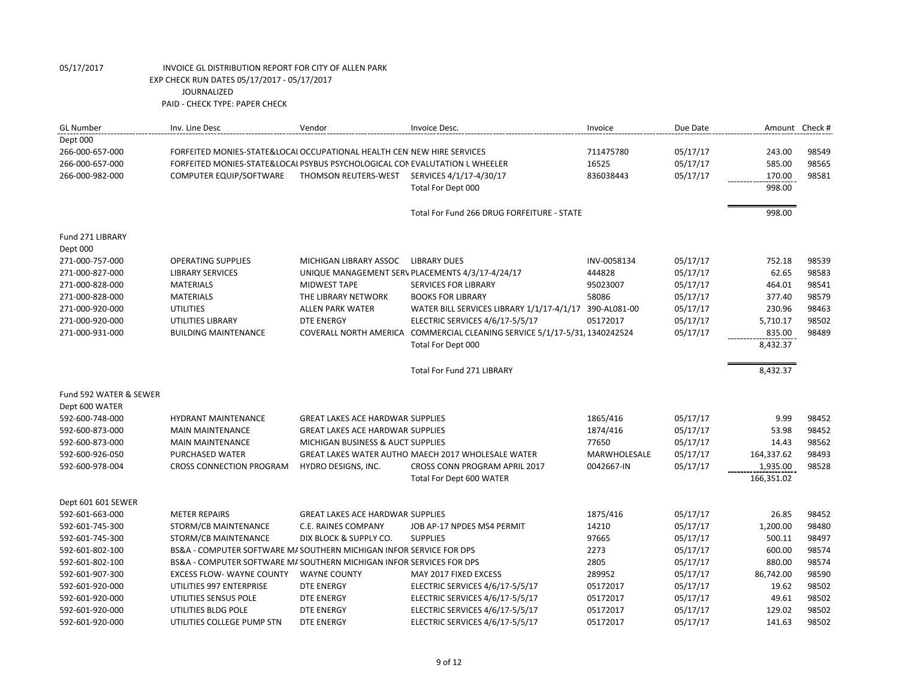05/17/2017 INVOICE GL DISTRIBUTION REPORT FOR CITY OF ALLEN PARK
EXP CHECK RUN DATES 05/17/2017 - 05/17/2017
JOURNALIZED
PAID - CHECK TYPE: PAPER CHECK

| GL Number | Inv. Line Desc | Vendor | Invoice Desc. | Invoice | Due Date | Amount | Check # |
|---|---|---|---|---|---|---|---|
| Dept 000 | | | | | | | |
| 266-000-657-000 | FORFEITED MONIES-STATE&LOCAL | OCCUPATIONAL HEALTH CEN | NEW HIRE SERVICES | 711475780 | 05/17/17 | 243.00 | 98549 |
| 266-000-657-000 | FORFEITED MONIES-STATE&LOCAL | PSYBUS PSYCHOLOGICAL CON | EVALUTATION L WHEELER | 16525 | 05/17/17 | 585.00 | 98565 |
| 266-000-982-000 | COMPUTER EQUIP/SOFTWARE | THOMSON REUTERS-WEST | SERVICES 4/1/17-4/30/17 | 836038443 | 05/17/17 | 170.00 | 98581 |
| | | | Total For Dept 000 | | | 998.00 | |
| | | | Total For Fund 266 DRUG FORFEITURE - STATE | | | 998.00 | |
| Fund 271 LIBRARY | | | | | | | |
| Dept 000 | | | | | | | |
| 271-000-757-000 | OPERATING SUPPLIES | MICHIGAN LIBRARY ASSOC | LIBRARY DUES | INV-0058134 | 05/17/17 | 752.18 | 98539 |
| 271-000-827-000 | LIBRARY SERVICES | UNIQUE MANAGEMENT SERV | PLACEMENTS 4/3/17-4/24/17 | 444828 | 05/17/17 | 62.65 | 98583 |
| 271-000-828-000 | MATERIALS | MIDWEST TAPE | SERVICES FOR LIBRARY | 95023007 | 05/17/17 | 464.01 | 98541 |
| 271-000-828-000 | MATERIALS | THE LIBRARY NETWORK | BOOKS FOR LIBRARY | 58086 | 05/17/17 | 377.40 | 98579 |
| 271-000-920-000 | UTILITIES | ALLEN PARK WATER | WATER BILL SERVICES LIBRARY 1/1/17-4/1/17 | 390-AL081-00 | 05/17/17 | 230.96 | 98463 |
| 271-000-920-000 | UTILITIES LIBRARY | DTE ENERGY | ELECTRIC SERVICES 4/6/17-5/5/17 | 05172017 | 05/17/17 | 5,710.17 | 98502 |
| 271-000-931-000 | BUILDING MAINTENANCE | COVERALL NORTH AMERICA | COMMERCIAL CLEANING SERVICE 5/1/17-5/31, | 1340242524 | 05/17/17 | 835.00 | 98489 |
| | | | Total For Dept 000 | | | 8,432.37 | |
| | | | Total For Fund 271 LIBRARY | | | 8,432.37 | |
| Fund 592 WATER & SEWER | | | | | | | |
| Dept 600 WATER | | | | | | | |
| 592-600-748-000 | HYDRANT MAINTENANCE | GREAT LAKES ACE HARDWAR | SUPPLIES | 1865/416 | 05/17/17 | 9.99 | 98452 |
| 592-600-873-000 | MAIN MAINTENANCE | GREAT LAKES ACE HARDWAR | SUPPLIES | 1874/416 | 05/17/17 | 53.98 | 98452 |
| 592-600-873-000 | MAIN MAINTENANCE | MICHIGAN BUSINESS & AUCT | SUPPLIES | 77650 | 05/17/17 | 14.43 | 98562 |
| 592-600-926-050 | PURCHASED WATER | GREAT LAKES WATER AUTHO | MAECH 2017 WHOLESALE WATER | MARWHOLESALE | 05/17/17 | 164,337.62 | 98493 |
| 592-600-978-004 | CROSS CONNECTION PROGRAM | HYDRO DESIGNS, INC. | CROSS CONN PROGRAM APRIL 2017 | 0042667-IN | 05/17/17 | 1,935.00 | 98528 |
| | | | Total For Dept 600 WATER | | | 166,351.02 | |
| Dept 601 601 SEWER | | | | | | | |
| 592-601-663-000 | METER REPAIRS | GREAT LAKES ACE HARDWAR | SUPPLIES | 1875/416 | 05/17/17 | 26.85 | 98452 |
| 592-601-745-300 | STORM/CB MAINTENANCE | C.E. RAINES COMPANY | JOB AP-17 NPDES MS4 PERMIT | 14210 | 05/17/17 | 1,200.00 | 98480 |
| 592-601-745-300 | STORM/CB MAINTENANCE | DIX BLOCK & SUPPLY CO. | SUPPLIES | 97665 | 05/17/17 | 500.11 | 98497 |
| 592-601-802-100 | BS&A - COMPUTER SOFTWARE MA | SOUTHERN MICHIGAN INFOR | SERVICE FOR DPS | 2273 | 05/17/17 | 600.00 | 98574 |
| 592-601-802-100 | BS&A - COMPUTER SOFTWARE MA | SOUTHERN MICHIGAN INFOR | SERVICES FOR DPS | 2805 | 05/17/17 | 880.00 | 98574 |
| 592-601-907-300 | EXCESS FLOW- WAYNE COUNTY | WAYNE COUNTY | MAY 2017 FIXED EXCESS | 289952 | 05/17/17 | 86,742.00 | 98590 |
| 592-601-920-000 | UTILITIES 997 ENTERPRISE | DTE ENERGY | ELECTRIC SERVICES 4/6/17-5/5/17 | 05172017 | 05/17/17 | 19.62 | 98502 |
| 592-601-920-000 | UTILITIES SENSUS POLE | DTE ENERGY | ELECTRIC SERVICES 4/6/17-5/5/17 | 05172017 | 05/17/17 | 49.61 | 98502 |
| 592-601-920-000 | UTILITIES BLDG POLE | DTE ENERGY | ELECTRIC SERVICES 4/6/17-5/5/17 | 05172017 | 05/17/17 | 129.02 | 98502 |
| 592-601-920-000 | UTILITIES COLLEGE PUMP STN | DTE ENERGY | ELECTRIC SERVICES 4/6/17-5/5/17 | 05172017 | 05/17/17 | 141.63 | 98502 |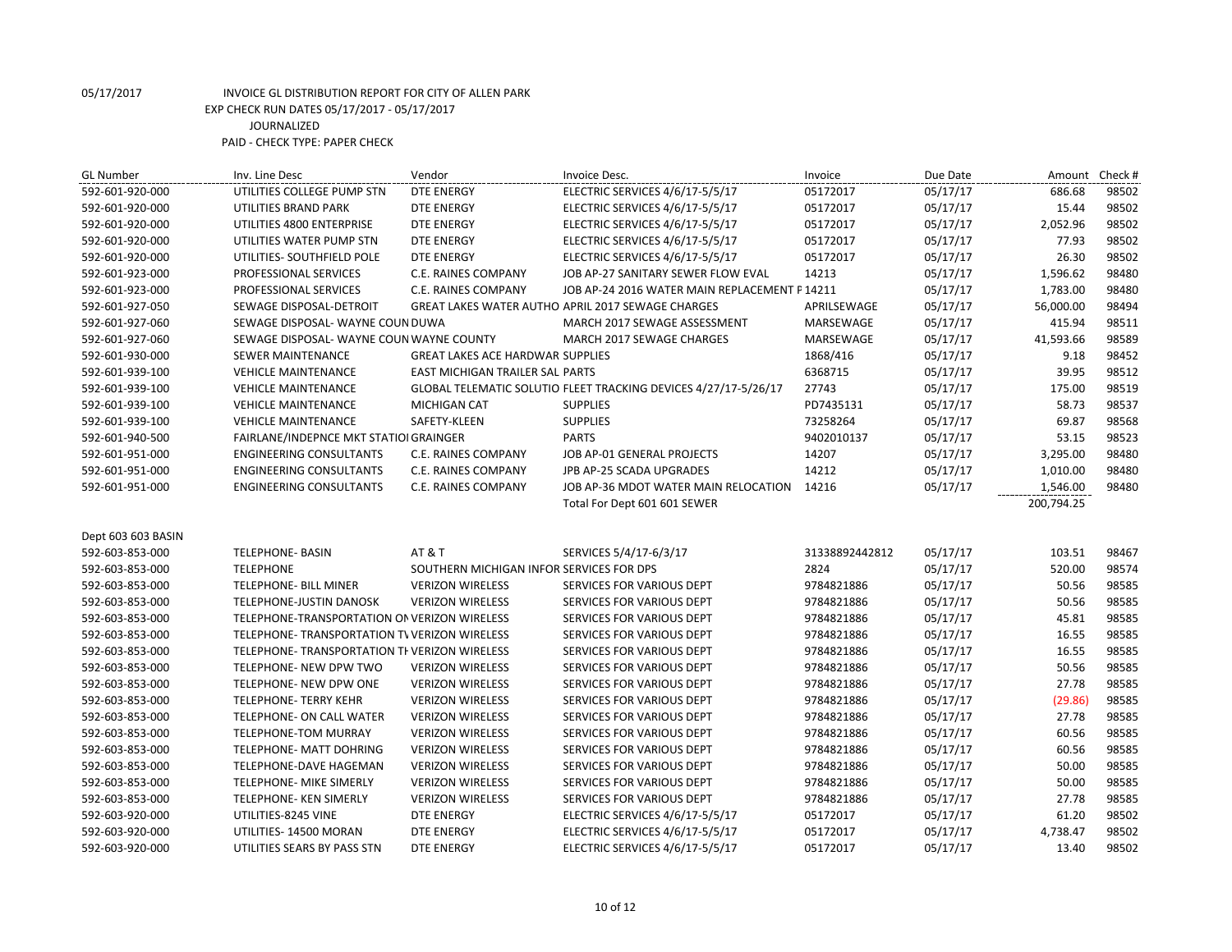05/17/2017 INVOICE GL DISTRIBUTION REPORT FOR CITY OF ALLEN PARK

EXP CHECK RUN DATES 05/17/2017 - 05/17/2017

JOURNALIZED

PAID - CHECK TYPE: PAPER CHECK

| GL Number | Inv. Line Desc | Vendor | Invoice Desc. | Invoice | Due Date | Amount | Check # |
|---|---|---|---|---|---|---|---|
| 592-601-920-000 | UTILITIES COLLEGE PUMP STN | DTE ENERGY | ELECTRIC SERVICES 4/6/17-5/5/17 | 05172017 | 05/17/17 | 686.68 | 98502 |
| 592-601-920-000 | UTILITIES BRAND PARK | DTE ENERGY | ELECTRIC SERVICES 4/6/17-5/5/17 | 05172017 | 05/17/17 | 15.44 | 98502 |
| 592-601-920-000 | UTILITIES 4800 ENTERPRISE | DTE ENERGY | ELECTRIC SERVICES 4/6/17-5/5/17 | 05172017 | 05/17/17 | 2,052.96 | 98502 |
| 592-601-920-000 | UTILITIES WATER PUMP STN | DTE ENERGY | ELECTRIC SERVICES 4/6/17-5/5/17 | 05172017 | 05/17/17 | 77.93 | 98502 |
| 592-601-920-000 | UTILITIES- SOUTHFIELD POLE | DTE ENERGY | ELECTRIC SERVICES 4/6/17-5/5/17 | 05172017 | 05/17/17 | 26.30 | 98502 |
| 592-601-923-000 | PROFESSIONAL SERVICES | C.E. RAINES COMPANY | JOB AP-27 SANITARY SEWER FLOW EVAL | 14213 | 05/17/17 | 1,596.62 | 98480 |
| 592-601-923-000 | PROFESSIONAL SERVICES | C.E. RAINES COMPANY | JOB AP-24 2016 WATER MAIN REPLACEMENT F | 14211 | 05/17/17 | 1,783.00 | 98480 |
| 592-601-927-050 | SEWAGE DISPOSAL-DETROIT | GREAT LAKES WATER AUTHO | APRIL 2017 SEWAGE CHARGES | APRILSEWAGE | 05/17/17 | 56,000.00 | 98494 |
| 592-601-927-060 | SEWAGE DISPOSAL- WAYNE COUN | DUWA | MARCH 2017 SEWAGE ASSESSMENT | MARSEWAGE | 05/17/17 | 415.94 | 98511 |
| 592-601-927-060 | SEWAGE DISPOSAL- WAYNE COUN | WAYNE COUNTY | MARCH 2017 SEWAGE CHARGES | MARSEWAGE | 05/17/17 | 41,593.66 | 98589 |
| 592-601-930-000 | SEWER MAINTENANCE | GREAT LAKES ACE HARDWAR | SUPPLIES | 1868/416 | 05/17/17 | 9.18 | 98452 |
| 592-601-939-100 | VEHICLE MAINTENANCE | EAST MICHIGAN TRAILER SAL | PARTS | 6368715 | 05/17/17 | 39.95 | 98512 |
| 592-601-939-100 | VEHICLE MAINTENANCE | GLOBAL TELEMATIC SOLUTIO | FLEET TRACKING DEVICES 4/27/17-5/26/17 | 27743 | 05/17/17 | 175.00 | 98519 |
| 592-601-939-100 | VEHICLE MAINTENANCE | MICHIGAN CAT | SUPPLIES | PD7435131 | 05/17/17 | 58.73 | 98537 |
| 592-601-939-100 | VEHICLE MAINTENANCE | SAFETY-KLEEN | SUPPLIES | 73258264 | 05/17/17 | 69.87 | 98568 |
| 592-601-940-500 | FAIRLANE/INDEPNCE MKT STATIOI | GRAINGER | PARTS | 9402010137 | 05/17/17 | 53.15 | 98523 |
| 592-601-951-000 | ENGINEERING CONSULTANTS | C.E. RAINES COMPANY | JOB AP-01 GENERAL PROJECTS | 14207 | 05/17/17 | 3,295.00 | 98480 |
| 592-601-951-000 | ENGINEERING CONSULTANTS | C.E. RAINES COMPANY | JPB AP-25 SCADA UPGRADES | 14212 | 05/17/17 | 1,010.00 | 98480 |
| 592-601-951-000 | ENGINEERING CONSULTANTS | C.E. RAINES COMPANY | JOB AP-36 MDOT WATER MAIN RELOCATION | 14216 | 05/17/17 | 1,546.00 | 98480 |
| | | | Total For Dept 601 601 SEWER | | | 200,794.25 | |
| Dept 603 603 BASIN | | | | | | | |
| 592-603-853-000 | TELEPHONE- BASIN | AT & T | SERVICES 5/4/17-6/3/17 | 31338892442812 | 05/17/17 | 103.51 | 98467 |
| 592-603-853-000 | TELEPHONE | SOUTHERN MICHIGAN INFOR | SERVICES FOR DPS | 2824 | 05/17/17 | 520.00 | 98574 |
| 592-603-853-000 | TELEPHONE- BILL MINER | VERIZON WIRELESS | SERVICES FOR VARIOUS DEPT | 9784821886 | 05/17/17 | 50.56 | 98585 |
| 592-603-853-000 | TELEPHONE-JUSTIN DANOSK | VERIZON WIRELESS | SERVICES FOR VARIOUS DEPT | 9784821886 | 05/17/17 | 50.56 | 98585 |
| 592-603-853-000 | TELEPHONE-TRANSPORTATION ON | VERIZON WIRELESS | SERVICES FOR VARIOUS DEPT | 9784821886 | 05/17/17 | 45.81 | 98585 |
| 592-603-853-000 | TELEPHONE- TRANSPORTATION TV | VERIZON WIRELESS | SERVICES FOR VARIOUS DEPT | 9784821886 | 05/17/17 | 16.55 | 98585 |
| 592-603-853-000 | TELEPHONE- TRANSPORTATION TH | VERIZON WIRELESS | SERVICES FOR VARIOUS DEPT | 9784821886 | 05/17/17 | 16.55 | 98585 |
| 592-603-853-000 | TELEPHONE- NEW DPW TWO | VERIZON WIRELESS | SERVICES FOR VARIOUS DEPT | 9784821886 | 05/17/17 | 50.56 | 98585 |
| 592-603-853-000 | TELEPHONE- NEW DPW ONE | VERIZON WIRELESS | SERVICES FOR VARIOUS DEPT | 9784821886 | 05/17/17 | 27.78 | 98585 |
| 592-603-853-000 | TELEPHONE- TERRY KEHR | VERIZON WIRELESS | SERVICES FOR VARIOUS DEPT | 9784821886 | 05/17/17 | (29.86) | 98585 |
| 592-603-853-000 | TELEPHONE- ON CALL WATER | VERIZON WIRELESS | SERVICES FOR VARIOUS DEPT | 9784821886 | 05/17/17 | 27.78 | 98585 |
| 592-603-853-000 | TELEPHONE-TOM MURRAY | VERIZON WIRELESS | SERVICES FOR VARIOUS DEPT | 9784821886 | 05/17/17 | 60.56 | 98585 |
| 592-603-853-000 | TELEPHONE- MATT DOHRING | VERIZON WIRELESS | SERVICES FOR VARIOUS DEPT | 9784821886 | 05/17/17 | 60.56 | 98585 |
| 592-603-853-000 | TELEPHONE-DAVE HAGEMAN | VERIZON WIRELESS | SERVICES FOR VARIOUS DEPT | 9784821886 | 05/17/17 | 50.00 | 98585 |
| 592-603-853-000 | TELEPHONE- MIKE SIMERLY | VERIZON WIRELESS | SERVICES FOR VARIOUS DEPT | 9784821886 | 05/17/17 | 50.00 | 98585 |
| 592-603-853-000 | TELEPHONE- KEN SIMERLY | VERIZON WIRELESS | SERVICES FOR VARIOUS DEPT | 9784821886 | 05/17/17 | 27.78 | 98585 |
| 592-603-920-000 | UTILITIES-8245 VINE | DTE ENERGY | ELECTRIC SERVICES 4/6/17-5/5/17 | 05172017 | 05/17/17 | 61.20 | 98502 |
| 592-603-920-000 | UTILITIES- 14500 MORAN | DTE ENERGY | ELECTRIC SERVICES 4/6/17-5/5/17 | 05172017 | 05/17/17 | 4,738.47 | 98502 |
| 592-603-920-000 | UTILITIES SEARS BY PASS STN | DTE ENERGY | ELECTRIC SERVICES 4/6/17-5/5/17 | 05172017 | 05/17/17 | 13.40 | 98502 |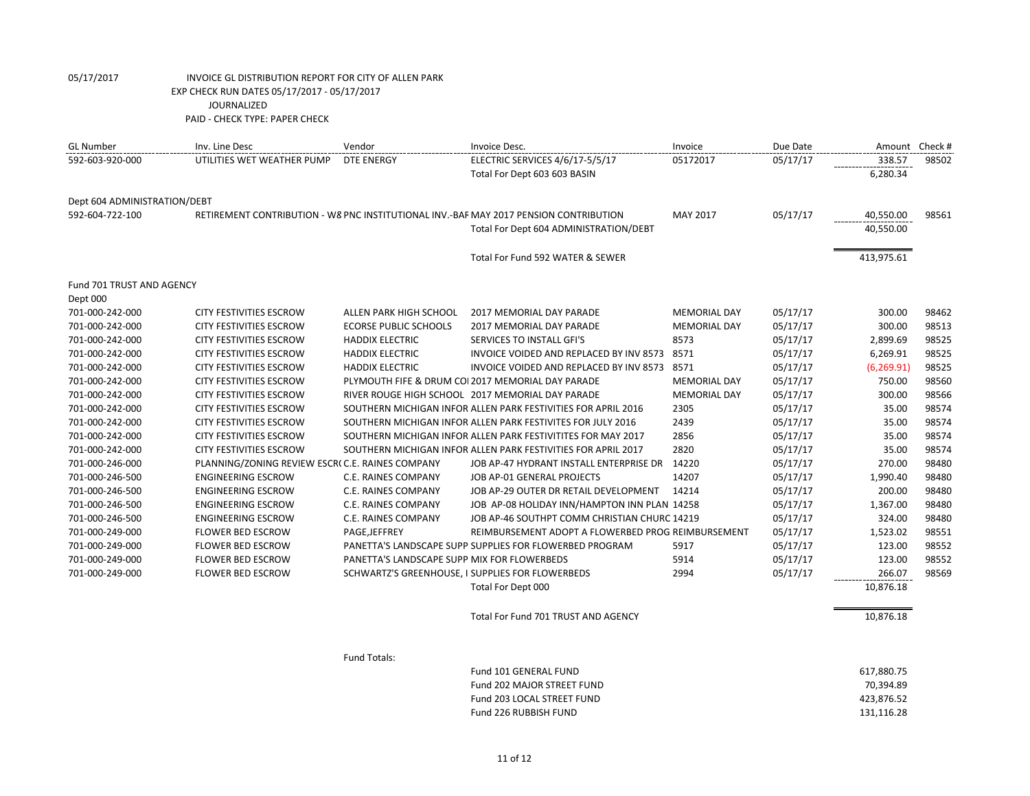05/17/2017 INVOICE GL DISTRIBUTION REPORT FOR CITY OF ALLEN PARK
EXP CHECK RUN DATES 05/17/2017 - 05/17/2017
JOURNALIZED
PAID - CHECK TYPE: PAPER CHECK

| GL Number | Inv. Line Desc | Vendor | Invoice Desc. | Invoice | Due Date | Amount | Check # |
|---|---|---|---|---|---|---|---|
| 592-603-920-000 | UTILITIES WET WEATHER PUMP | DTE ENERGY | ELECTRIC SERVICES 4/6/17-5/5/17 | 05172017 | 05/17/17 | 338.57 | 98502 |
| | | | Total For Dept 603 603 BASIN | | | 6,280.34 | |
| Dept 604 ADMINISTRATION/DEBT | | | | | | | |
| 592-604-722-100 | RETIREMENT CONTRIBUTION - W8 | PNC INSTITUTIONAL INV.-BAF | MAY 2017 PENSION CONTRIBUTION | MAY 2017 | 05/17/17 | 40,550.00 | 98561 |
| | | | Total For Dept 604 ADMINISTRATION/DEBT | | | 40,550.00 | |
| | | | Total For Fund 592 WATER & SEWER | | | 413,975.61 | |
| Fund 701 TRUST AND AGENCY | | | | | | | |
| Dept 000 | | | | | | | |
| 701-000-242-000 | CITY FESTIVITIES ESCROW | ALLEN PARK HIGH SCHOOL | 2017 MEMORIAL DAY PARADE | MEMORIAL DAY | 05/17/17 | 300.00 | 98462 |
| 701-000-242-000 | CITY FESTIVITIES ESCROW | ECORSE PUBLIC SCHOOLS | 2017 MEMORIAL DAY PARADE | MEMORIAL DAY | 05/17/17 | 300.00 | 98513 |
| 701-000-242-000 | CITY FESTIVITIES ESCROW | HADDIX ELECTRIC | SERVICES TO INSTALL GFI'S | 8573 | 05/17/17 | 2,899.69 | 98525 |
| 701-000-242-000 | CITY FESTIVITIES ESCROW | HADDIX ELECTRIC | INVOICE VOIDED AND REPLACED BY INV 8573 | 8571 | 05/17/17 | 6,269.91 | 98525 |
| 701-000-242-000 | CITY FESTIVITIES ESCROW | HADDIX ELECTRIC | INVOICE VOIDED AND REPLACED BY INV 8573 | 8571 | 05/17/17 | (6,269.91) | 98525 |
| 701-000-242-000 | CITY FESTIVITIES ESCROW | PLYMOUTH FIFE & DRUM COI | 2017 MEMORIAL DAY PARADE | MEMORIAL DAY | 05/17/17 | 750.00 | 98560 |
| 701-000-242-000 | CITY FESTIVITIES ESCROW | RIVER ROUGE HIGH SCHOOL | 2017 MEMORIAL DAY PARADE | MEMORIAL DAY | 05/17/17 | 300.00 | 98566 |
| 701-000-242-000 | CITY FESTIVITIES ESCROW | SOUTHERN MICHIGAN INFOR | ALLEN PARK FESTIVITIES FOR APRIL 2016 | 2305 | 05/17/17 | 35.00 | 98574 |
| 701-000-242-000 | CITY FESTIVITIES ESCROW | SOUTHERN MICHIGAN INFOR | ALLEN PARK FESTIVITES FOR JULY 2016 | 2439 | 05/17/17 | 35.00 | 98574 |
| 701-000-242-000 | CITY FESTIVITIES ESCROW | SOUTHERN MICHIGAN INFOR | ALLEN PARK FESTIVITITES FOR MAY 2017 | 2856 | 05/17/17 | 35.00 | 98574 |
| 701-000-242-000 | CITY FESTIVITIES ESCROW | SOUTHERN MICHIGAN INFOR | ALLEN PARK FESTIVITIES FOR APRIL 2017 | 2820 | 05/17/17 | 35.00 | 98574 |
| 701-000-246-000 | PLANNING/ZONING REVIEW ESCR( | C.E. RAINES COMPANY | JOB AP-47 HYDRANT INSTALL ENTERPRISE DR | 14220 | 05/17/17 | 270.00 | 98480 |
| 701-000-246-500 | ENGINEERING ESCROW | C.E. RAINES COMPANY | JOB AP-01 GENERAL PROJECTS | 14207 | 05/17/17 | 1,990.40 | 98480 |
| 701-000-246-500 | ENGINEERING ESCROW | C.E. RAINES COMPANY | JOB AP-29 OUTER DR RETAIL DEVELOPMENT | 14214 | 05/17/17 | 200.00 | 98480 |
| 701-000-246-500 | ENGINEERING ESCROW | C.E. RAINES COMPANY | JOB AP-08 HOLIDAY INN/HAMPTON INN PLAN | 14258 | 05/17/17 | 1,367.00 | 98480 |
| 701-000-246-500 | ENGINEERING ESCROW | C.E. RAINES COMPANY | JOB AP-46 SOUTHPT COMM CHRISTIAN CHURC | 14219 | 05/17/17 | 324.00 | 98480 |
| 701-000-249-000 | FLOWER BED ESCROW | PAGE,JEFFREY | REIMBURSEMENT ADOPT A FLOWERBED PROG | REIMBURSEMENT | 05/17/17 | 1,523.02 | 98551 |
| 701-000-249-000 | FLOWER BED ESCROW | PANETTA'S LANDSCAPE SUPP | SUPPLIES FOR FLOWERBED PROGRAM | 5917 | 05/17/17 | 123.00 | 98552 |
| 701-000-249-000 | FLOWER BED ESCROW | PANETTA'S LANDSCAPE SUPP | MIX FOR FLOWERBEDS | 5914 | 05/17/17 | 123.00 | 98552 |
| 701-000-249-000 | FLOWER BED ESCROW | SCHWARTZ'S GREENHOUSE, I | SUPPLIES FOR FLOWERBEDS | 2994 | 05/17/17 | 266.07 | 98569 |
| | | | Total For Dept 000 | | | 10,876.18 | |
| | | | Total For Fund 701 TRUST AND AGENCY | | | 10,876.18 | |
| | | Fund Totals: | | | | | |
| | | | Fund 101 GENERAL FUND | | | 617,880.75 | |
| | | | Fund 202 MAJOR STREET FUND | | | 70,394.89 | |
| | | | Fund 203 LOCAL STREET FUND | | | 423,876.52 | |
| | | | Fund 226 RUBBISH FUND | | | 131,116.28 | |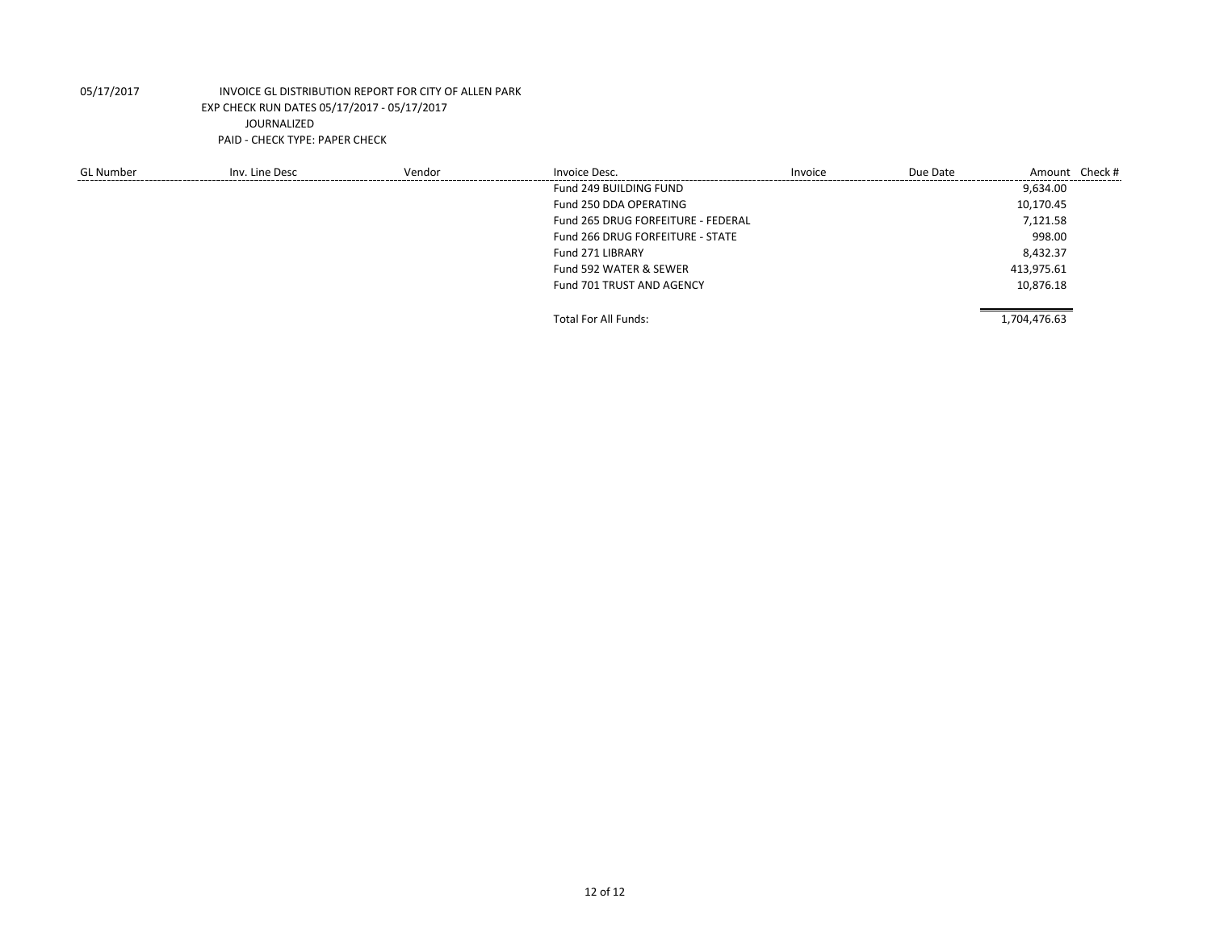05/17/2017 INVOICE GL DISTRIBUTION REPORT FOR CITY OF ALLEN PARK

EXP CHECK RUN DATES 05/17/2017 - 05/17/2017

JOURNALIZED

PAID - CHECK TYPE: PAPER CHECK

| GL Number | Inv. Line Desc | Vendor | Invoice Desc. | Invoice | Due Date | Amount | Check # |
|---|---|---|---|---|---|---|---|
| | | | Fund 249 BUILDING FUND | | | 9,634.00 | |
| | | | Fund 250 DDA OPERATING | | | 10,170.45 | |
| | | | Fund 265 DRUG FORFEITURE - FEDERAL | | | 7,121.58 | |
| | | | Fund 266 DRUG FORFEITURE - STATE | | | 998.00 | |
| | | | Fund 271 LIBRARY | | | 8,432.37 | |
| | | | Fund 592 WATER & SEWER | | | 413,975.61 | |
| | | | Fund 701 TRUST AND AGENCY | | | 10,876.18 | |
| | | | Total For All Funds: | | | 1,704,476.63 | |